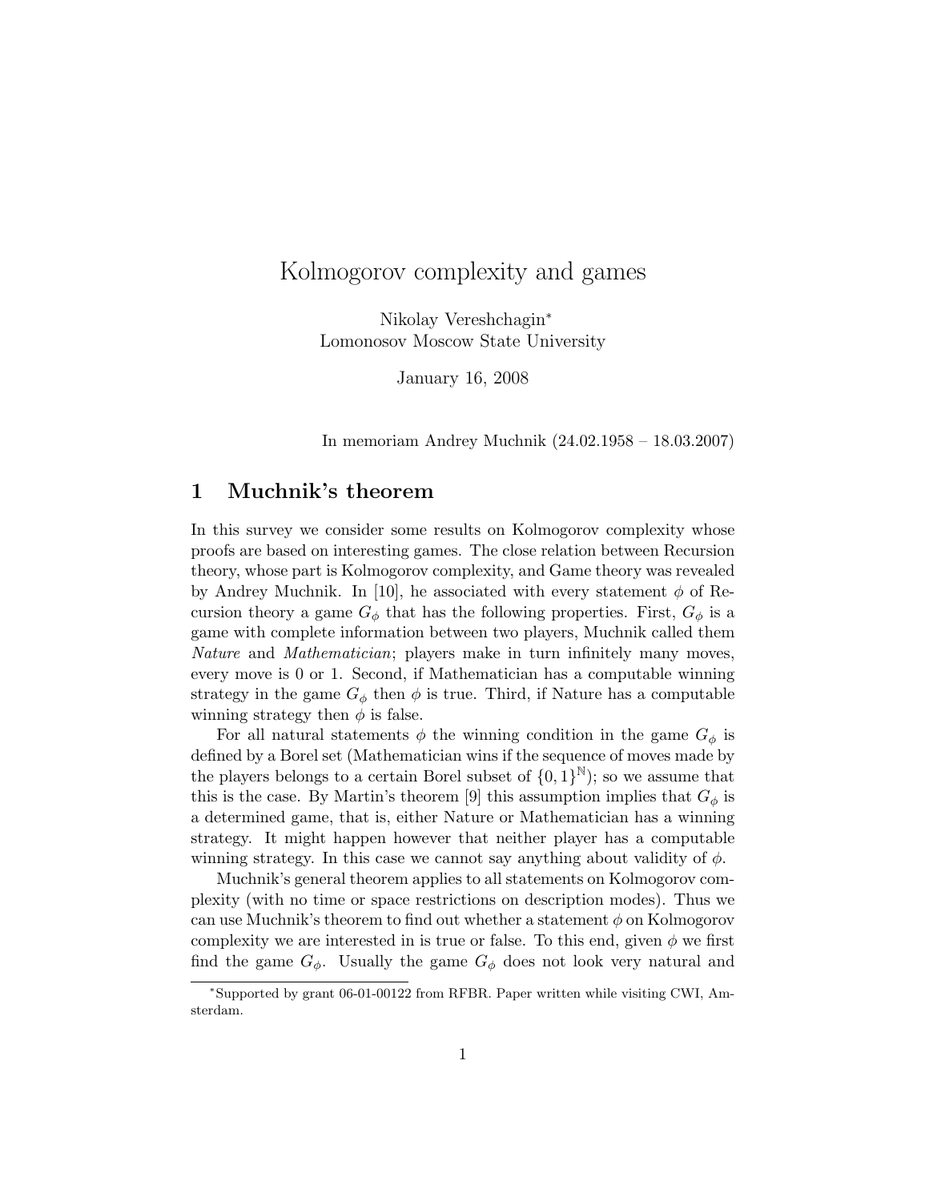# Kolmogorov complexity and games

Nikolay Vereshchagin*
Lomonosov Moscow State University

January 16, 2008

In memoriam Andrey Muchnik (24.02.1958 – 18.03.2007)

## 1 Muchnik's theorem

In this survey we consider some results on Kolmogorov complexity whose proofs are based on interesting games. The close relation between Recursion theory, whose part is Kolmogorov complexity, and Game theory was revealed by Andrey Muchnik. In [10], he associated with every statement $\phi$ of Recursion theory a game $G_\phi$ that has the following properties. First, $G_\phi$ is a game with complete information between two players, Muchnik called them *Nature* and *Mathematician*; players make in turn infinitely many moves, every move is 0 or 1. Second, if Mathematician has a computable winning strategy in the game $G_\phi$ then $\phi$ is true. Third, if Nature has a computable winning strategy then $\phi$ is false.

For all natural statements $\phi$ the winning condition in the game $G_\phi$ is defined by a Borel set (Mathematician wins if the sequence of moves made by the players belongs to a certain Borel subset of $\{0,1\}^{\mathbb{N}}$); so we assume that this is the case. By Martin's theorem [9] this assumption implies that $G_\phi$ is a determined game, that is, either Nature or Mathematician has a winning strategy. It might happen however that neither player has a computable winning strategy. In this case we cannot say anything about validity of $\phi$.

Muchnik's general theorem applies to all statements on Kolmogorov complexity (with no time or space restrictions on description modes). Thus we can use Muchnik's theorem to find out whether a statement $\phi$ on Kolmogorov complexity we are interested in is true or false. To this end, given $\phi$ we first find the game $G_\phi$. Usually the game $G_\phi$ does not look very natural and

*Supported by grant 06-01-00122 from RFBR. Paper written while visiting CWI, Amsterdam.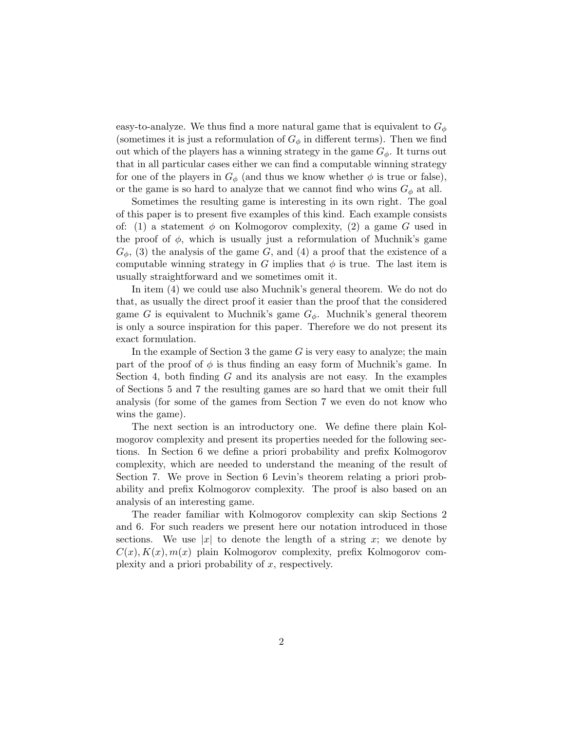easy-to-analyze. We thus find a more natural game that is equivalent to $G_\phi$ (sometimes it is just a reformulation of $G_\phi$ in different terms). Then we find out which of the players has a winning strategy in the game $G_\phi$. It turns out that in all particular cases either we can find a computable winning strategy for one of the players in $G_\phi$ (and thus we know whether $\phi$ is true or false), or the game is so hard to analyze that we cannot find who wins $G_\phi$ at all.

Sometimes the resulting game is interesting in its own right. The goal of this paper is to present five examples of this kind. Each example consists of: (1) a statement $\phi$ on Kolmogorov complexity, (2) a game $G$ used in the proof of $\phi$, which is usually just a reformulation of Muchnik's game $G_\phi$, (3) the analysis of the game $G$, and (4) a proof that the existence of a computable winning strategy in $G$ implies that $\phi$ is true. The last item is usually straightforward and we sometimes omit it.

In item (4) we could use also Muchnik's general theorem. We do not do that, as usually the direct proof it easier than the proof that the considered game $G$ is equivalent to Muchnik's game $G_\phi$. Muchnik's general theorem is only a source inspiration for this paper. Therefore we do not present its exact formulation.

In the example of Section 3 the game $G$ is very easy to analyze; the main part of the proof of $\phi$ is thus finding an easy form of Muchnik's game. In Section 4, both finding $G$ and its analysis are not easy. In the examples of Sections 5 and 7 the resulting games are so hard that we omit their full analysis (for some of the games from Section 7 we even do not know who wins the game).

The next section is an introductory one. We define there plain Kolmogorov complexity and present its properties needed for the following sections. In Section 6 we define a priori probability and prefix Kolmogorov complexity, which are needed to understand the meaning of the result of Section 7. We prove in Section 6 Levin's theorem relating a priori probability and prefix Kolmogorov complexity. The proof is also based on an analysis of an interesting game.

The reader familiar with Kolmogorov complexity can skip Sections 2 and 6. For such readers we present here our notation introduced in those sections. We use $|x|$ to denote the length of a string $x$; we denote by $C(x), K(x), m(x)$ plain Kolmogorov complexity, prefix Kolmogorov complexity and a priori probability of $x$, respectively.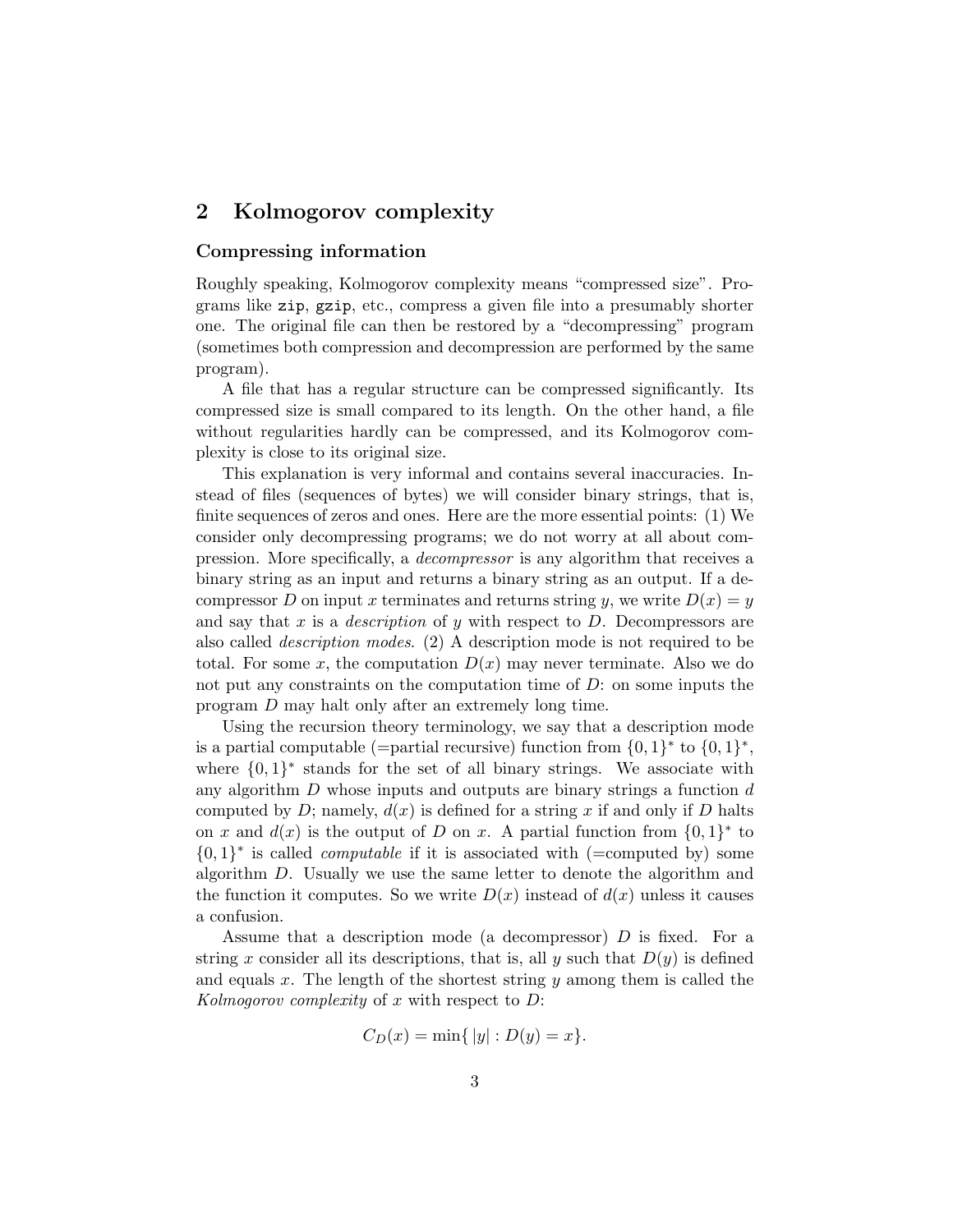## 2 Kolmogorov complexity

### Compressing information

Roughly speaking, Kolmogorov complexity means "compressed size". Programs like `zip`, `gzip`, etc., compress a given file into a presumably shorter one. The original file can then be restored by a "decompressing" program (sometimes both compression and decompression are performed by the same program).

A file that has a regular structure can be compressed significantly. Its compressed size is small compared to its length. On the other hand, a file without regularities hardly can be compressed, and its Kolmogorov complexity is close to its original size.

This explanation is very informal and contains several inaccuracies. Instead of files (sequences of bytes) we will consider binary strings, that is, finite sequences of zeros and ones. Here are the more essential points: (1) We consider only decompressing programs; we do not worry at all about compression. More specifically, a *decompressor* is any algorithm that receives a binary string as an input and returns a binary string as an output. If a decompressor $D$ on input $x$ terminates and returns string $y$, we write $D(x) = y$ and say that $x$ is a *description* of $y$ with respect to $D$. Decompressors are also called *description modes*. (2) A description mode is not required to be total. For some $x$, the computation $D(x)$ may never terminate. Also we do not put any constraints on the computation time of $D$: on some inputs the program $D$ may halt only after an extremely long time.

Using the recursion theory terminology, we say that a description mode is a partial computable (=partial recursive) function from $\{0,1\}^*$ to $\{0,1\}^*$, where $\{0,1\}^*$ stands for the set of all binary strings. We associate with any algorithm $D$ whose inputs and outputs are binary strings a function $d$ computed by $D$; namely, $d(x)$ is defined for a string $x$ if and only if $D$ halts on $x$ and $d(x)$ is the output of $D$ on $x$. A partial function from $\{0,1\}^*$ to $\{0,1\}^*$ is called *computable* if it is associated with (=computed by) some algorithm $D$. Usually we use the same letter to denote the algorithm and the function it computes. So we write $D(x)$ instead of $d(x)$ unless it causes a confusion.

Assume that a description mode (a decompressor) $D$ is fixed. For a string $x$ consider all its descriptions, that is, all $y$ such that $D(y)$ is defined and equals $x$. The length of the shortest string $y$ among them is called the *Kolmogorov complexity* of $x$ with respect to $D$:

$$C_D(x) = \min\{\, |y| : D(y) = x\}.$$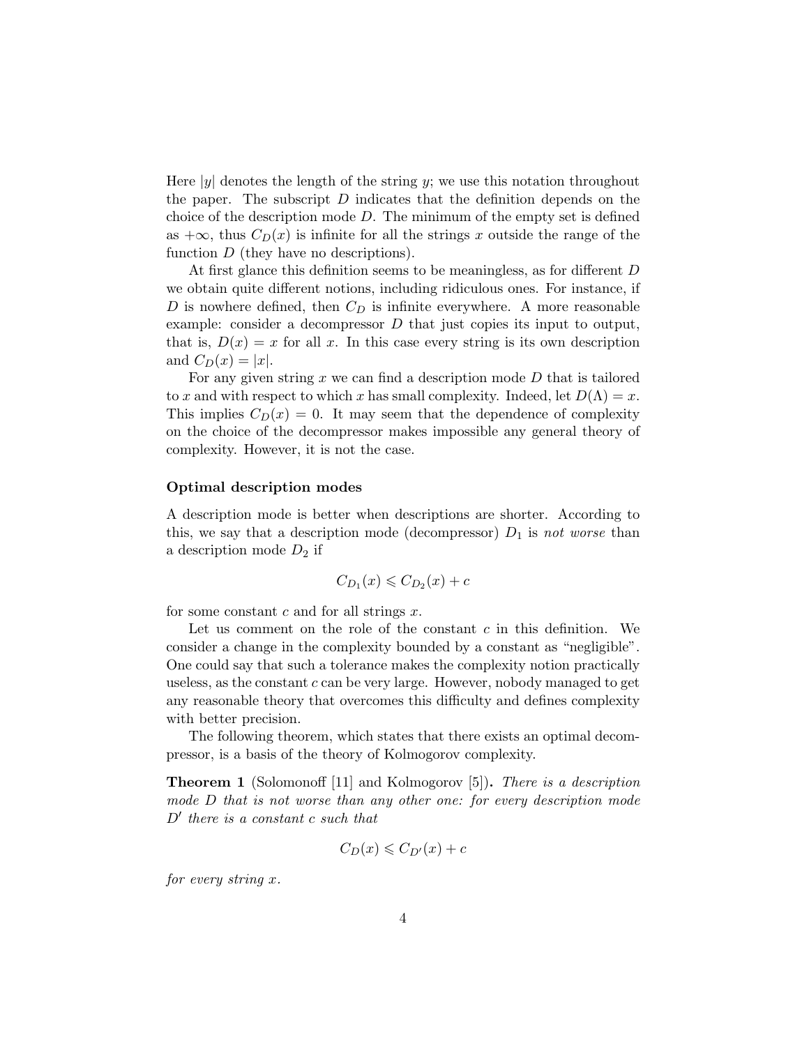Here $|y|$ denotes the length of the string $y$; we use this notation throughout the paper. The subscript $D$ indicates that the definition depends on the choice of the description mode $D$. The minimum of the empty set is defined as $+\infty$, thus $C_D(x)$ is infinite for all the strings $x$ outside the range of the function $D$ (they have no descriptions).

At first glance this definition seems to be meaningless, as for different $D$ we obtain quite different notions, including ridiculous ones. For instance, if $D$ is nowhere defined, then $C_D$ is infinite everywhere. A more reasonable example: consider a decompressor $D$ that just copies its input to output, that is, $D(x) = x$ for all $x$. In this case every string is its own description and $C_D(x) = |x|$.

For any given string $x$ we can find a description mode $D$ that is tailored to $x$ and with respect to which $x$ has small complexity. Indeed, let $D(\Lambda) = x$. This implies $C_D(x) = 0$. It may seem that the dependence of complexity on the choice of the decompressor makes impossible any general theory of complexity. However, it is not the case.

### Optimal description modes

A description mode is better when descriptions are shorter. According to this, we say that a description mode (decompressor) $D_1$ is *not worse* than a description mode $D_2$ if

$$C_{D_1}(x) \leqslant C_{D_2}(x) + c$$

for some constant $c$ and for all strings $x$.

Let us comment on the role of the constant $c$ in this definition. We consider a change in the complexity bounded by a constant as "negligible". One could say that such a tolerance makes the complexity notion practically useless, as the constant $c$ can be very large. However, nobody managed to get any reasonable theory that overcomes this difficulty and defines complexity with better precision.

The following theorem, which states that there exists an optimal decompressor, is a basis of the theory of Kolmogorov complexity.

**Theorem 1** (Solomonoff [11] and Kolmogorov [5])**.** *There is a description mode $D$ that is not worse than any other one: for every description mode $D'$ there is a constant $c$ such that*

$$C_D(x) \leqslant C_{D'}(x) + c$$

*for every string $x$.*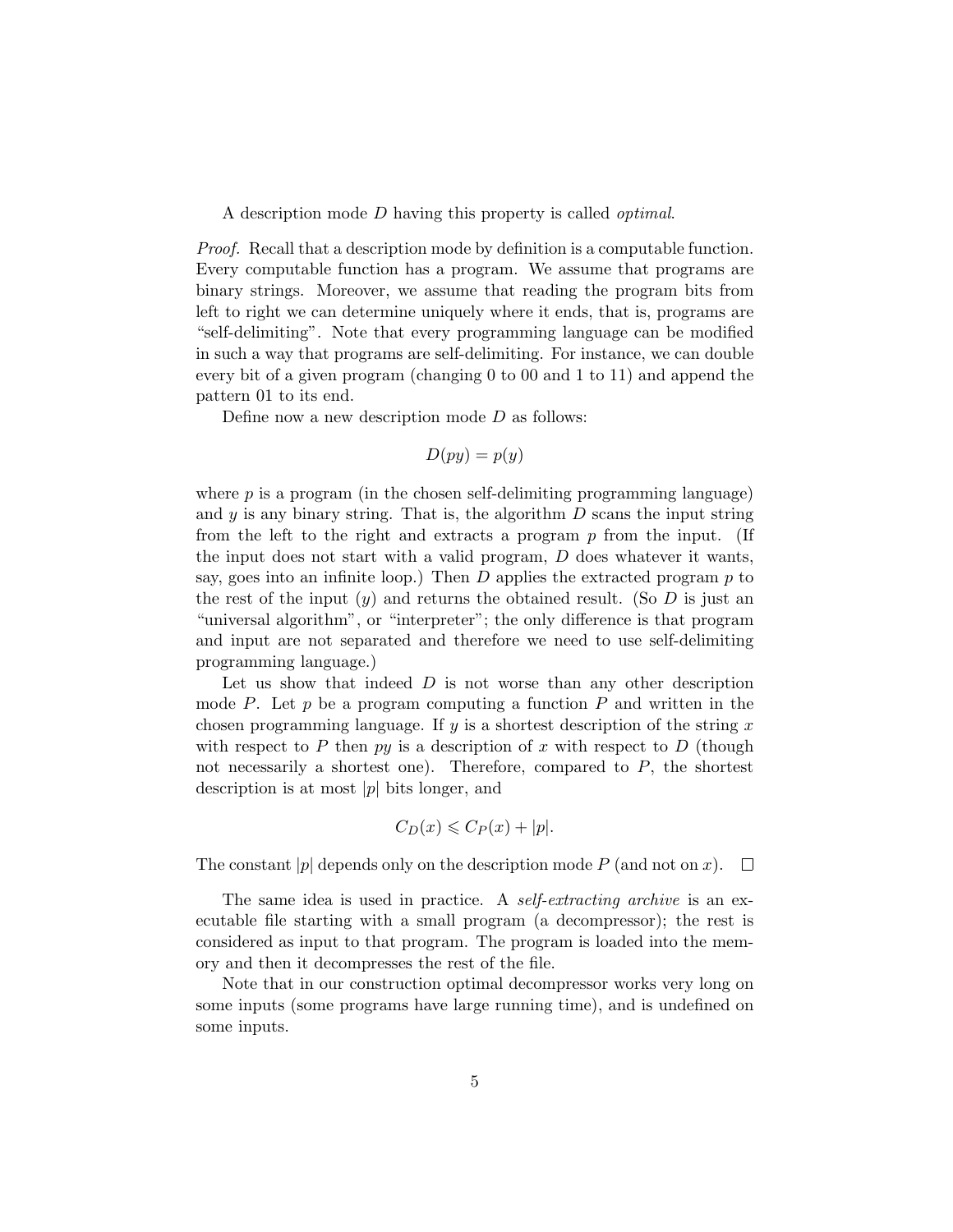A description mode $D$ having this property is called *optimal*.

*Proof.* Recall that a description mode by definition is a computable function. Every computable function has a program. We assume that programs are binary strings. Moreover, we assume that reading the program bits from left to right we can determine uniquely where it ends, that is, programs are "self-delimiting". Note that every programming language can be modified in such a way that programs are self-delimiting. For instance, we can double every bit of a given program (changing 0 to 00 and 1 to 11) and append the pattern 01 to its end.

Define now a new description mode $D$ as follows:

$$D(py) = p(y)$$

where $p$ is a program (in the chosen self-delimiting programming language) and $y$ is any binary string. That is, the algorithm $D$ scans the input string from the left to the right and extracts a program $p$ from the input. (If the input does not start with a valid program, $D$ does whatever it wants, say, goes into an infinite loop.) Then $D$ applies the extracted program $p$ to the rest of the input ($y$) and returns the obtained result. (So $D$ is just an "universal algorithm", or "interpreter"; the only difference is that program and input are not separated and therefore we need to use self-delimiting programming language.)

Let us show that indeed $D$ is not worse than any other description mode $P$. Let $p$ be a program computing a function $P$ and written in the chosen programming language. If $y$ is a shortest description of the string $x$ with respect to $P$ then $py$ is a description of $x$ with respect to $D$ (though not necessarily a shortest one). Therefore, compared to $P$, the shortest description is at most $|p|$ bits longer, and

$$C_D(x) \leqslant C_P(x) + |p|.$$

The constant $|p|$ depends only on the description mode $P$ (and not on $x$). □

The same idea is used in practice. A *self-extracting archive* is an executable file starting with a small program (a decompressor); the rest is considered as input to that program. The program is loaded into the memory and then it decompresses the rest of the file.

Note that in our construction optimal decompressor works very long on some inputs (some programs have large running time), and is undefined on some inputs.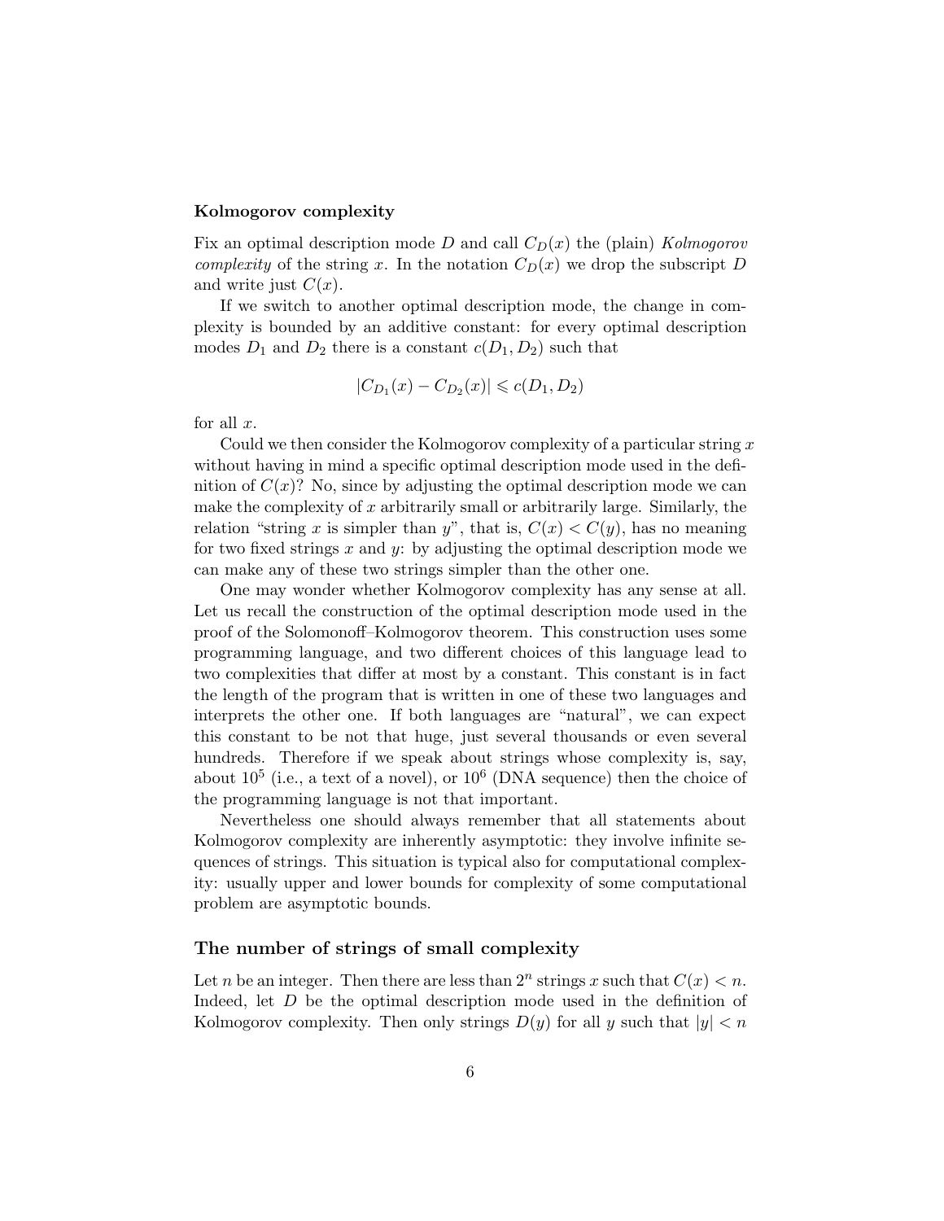#### Kolmogorov complexity

Fix an optimal description mode $D$ and call $C_D(x)$ the (plain) *Kolmogorov complexity* of the string $x$. In the notation $C_D(x)$ we drop the subscript $D$ and write just $C(x)$.

If we switch to another optimal description mode, the change in complexity is bounded by an additive constant: for every optimal description modes $D_1$ and $D_2$ there is a constant $c(D_1, D_2)$ such that

$$|C_{D_1}(x) - C_{D_2}(x)| \leqslant c(D_1, D_2)$$

for all $x$.

Could we then consider the Kolmogorov complexity of a particular string $x$ without having in mind a specific optimal description mode used in the definition of $C(x)$? No, since by adjusting the optimal description mode we can make the complexity of $x$ arbitrarily small or arbitrarily large. Similarly, the relation "string $x$ is simpler than $y$", that is, $C(x) < C(y)$, has no meaning for two fixed strings $x$ and $y$: by adjusting the optimal description mode we can make any of these two strings simpler than the other one.

One may wonder whether Kolmogorov complexity has any sense at all. Let us recall the construction of the optimal description mode used in the proof of the Solomonoff–Kolmogorov theorem. This construction uses some programming language, and two different choices of this language lead to two complexities that differ at most by a constant. This constant is in fact the length of the program that is written in one of these two languages and interprets the other one. If both languages are "natural", we can expect this constant to be not that huge, just several thousands or even several hundreds. Therefore if we speak about strings whose complexity is, say, about $10^5$ (i.e., a text of a novel), or $10^6$ (DNA sequence) then the choice of the programming language is not that important.

Nevertheless one should always remember that all statements about Kolmogorov complexity are inherently asymptotic: they involve infinite sequences of strings. This situation is typical also for computational complexity: usually upper and lower bounds for complexity of some computational problem are asymptotic bounds.

### The number of strings of small complexity

Let $n$ be an integer. Then there are less than $2^n$ strings $x$ such that $C(x) < n$. Indeed, let $D$ be the optimal description mode used in the definition of Kolmogorov complexity. Then only strings $D(y)$ for all $y$ such that $|y| < n$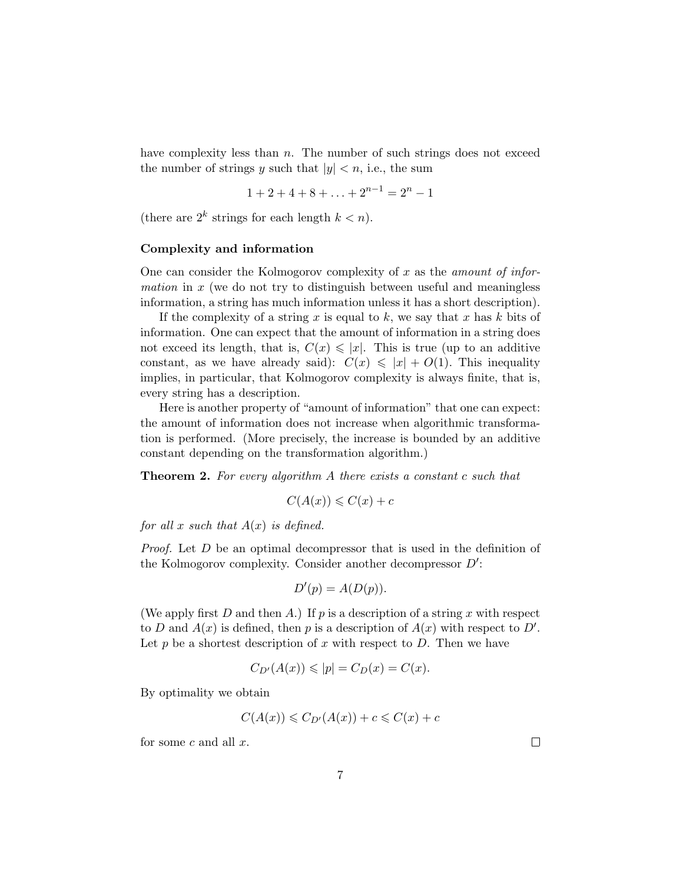have complexity less than $n$. The number of such strings does not exceed the number of strings $y$ such that $|y| < n$, i.e., the sum

$$1 + 2 + 4 + 8 + \ldots + 2^{n-1} = 2^n - 1$$

(there are $2^k$ strings for each length $k < n$).

### Complexity and information

One can consider the Kolmogorov complexity of $x$ as the *amount of information* in $x$ (we do not try to distinguish between useful and meaningless information, a string has much information unless it has a short description).

If the complexity of a string $x$ is equal to $k$, we say that $x$ has $k$ bits of information. One can expect that the amount of information in a string does not exceed its length, that is, $C(x) \leqslant |x|$. This is true (up to an additive constant, as we have already said): $C(x) \leqslant |x| + O(1)$. This inequality implies, in particular, that Kolmogorov complexity is always finite, that is, every string has a description.

Here is another property of "amount of information" that one can expect: the amount of information does not increase when algorithmic transformation is performed. (More precisely, the increase is bounded by an additive constant depending on the transformation algorithm.)

**Theorem 2.** *For every algorithm $A$ there exists a constant $c$ such that*

$$C(A(x)) \leqslant C(x) + c$$

*for all $x$ such that $A(x)$ is defined.*

*Proof.* Let $D$ be an optimal decompressor that is used in the definition of the Kolmogorov complexity. Consider another decompressor $D'$:

$$D'(p) = A(D(p)).$$

(We apply first $D$ and then $A$.) If $p$ is a description of a string $x$ with respect to $D$ and $A(x)$ is defined, then $p$ is a description of $A(x)$ with respect to $D'$. Let $p$ be a shortest description of $x$ with respect to $D$. Then we have

$$C_{D'}(A(x)) \leqslant |p| = C_D(x) = C(x).$$

By optimality we obtain

$$C(A(x)) \leqslant C_{D'}(A(x)) + c \leqslant C(x) + c$$

for some $c$ and all $x$. □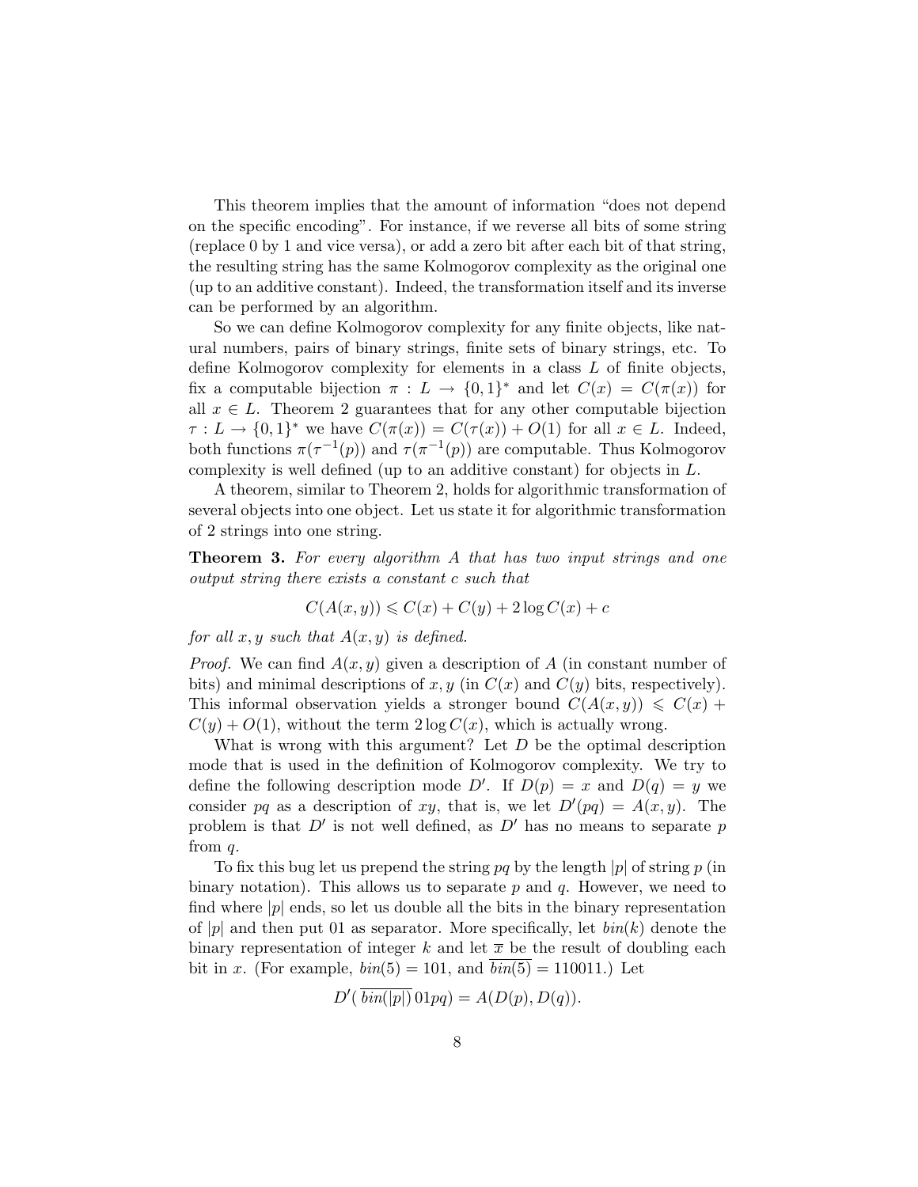This theorem implies that the amount of information "does not depend on the specific encoding". For instance, if we reverse all bits of some string (replace 0 by 1 and vice versa), or add a zero bit after each bit of that string, the resulting string has the same Kolmogorov complexity as the original one (up to an additive constant). Indeed, the transformation itself and its inverse can be performed by an algorithm.

So we can define Kolmogorov complexity for any finite objects, like natural numbers, pairs of binary strings, finite sets of binary strings, etc. To define Kolmogorov complexity for elements in a class $L$ of finite objects, fix a computable bijection $\pi : L \to \{0,1\}^*$ and let $C(x) = C(\pi(x))$ for all $x \in L$. Theorem 2 guarantees that for any other computable bijection $\tau : L \to \{0,1\}^*$ we have $C(\pi(x)) = C(\tau(x)) + O(1)$ for all $x \in L$. Indeed, both functions $\pi(\tau^{-1}(p))$ and $\tau(\pi^{-1}(p))$ are computable. Thus Kolmogorov complexity is well defined (up to an additive constant) for objects in $L$.

A theorem, similar to Theorem 2, holds for algorithmic transformation of several objects into one object. Let us state it for algorithmic transformation of 2 strings into one string.

**Theorem 3.** *For every algorithm $A$ that has two input strings and one output string there exists a constant $c$ such that*

$$C(A(x,y)) \leqslant C(x) + C(y) + 2\log C(x) + c$$

*for all $x, y$ such that $A(x,y)$ is defined.*

*Proof.* We can find $A(x,y)$ given a description of $A$ (in constant number of bits) and minimal descriptions of $x, y$ (in $C(x)$ and $C(y)$ bits, respectively). This informal observation yields a stronger bound $C(A(x,y)) \leqslant C(x) + C(y) + O(1)$, without the term $2\log C(x)$, which is actually wrong.

What is wrong with this argument? Let $D$ be the optimal description mode that is used in the definition of Kolmogorov complexity. We try to define the following description mode $D'$. If $D(p) = x$ and $D(q) = y$ we consider $pq$ as a description of $xy$, that is, we let $D'(pq) = A(x,y)$. The problem is that $D'$ is not well defined, as $D'$ has no means to separate $p$ from $q$.

To fix this bug let us prepend the string $pq$ by the length $|p|$ of string $p$ (in binary notation). This allows us to separate $p$ and $q$. However, we need to find where $|p|$ ends, so let us double all the bits in the binary representation of $|p|$ and then put 01 as separator. More specifically, let $bin(k)$ denote the binary representation of integer $k$ and let $\overline{x}$ be the result of doubling each bit in $x$. (For example, $bin(5) = 101$, and $\overline{bin(5)} = 110011$.) Let

$$D'(\,\overline{bin(|p|)}\,01pq) = A(D(p), D(q)).$$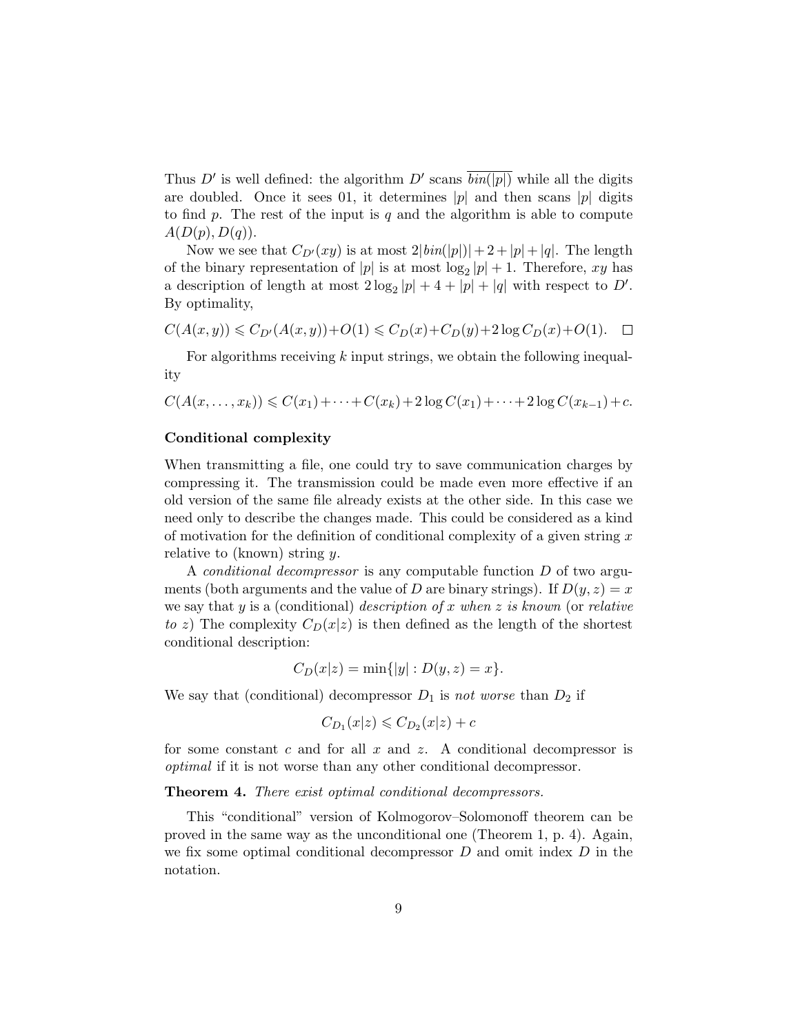Thus $D'$ is well defined: the algorithm $D'$ scans $\overline{bin(|p|)}$ while all the digits are doubled. Once it sees 01, it determines $|p|$ and then scans $|p|$ digits to find $p$. The rest of the input is $q$ and the algorithm is able to compute $A(D(p), D(q))$.

Now we see that $C_{D'}(xy)$ is at most $2|bin(|p|)| + 2 + |p| + |q|$. The length of the binary representation of $|p|$ is at most $\log_2 |p| + 1$. Therefore, $xy$ has a description of length at most $2 \log_2 |p| + 4 + |p| + |q|$ with respect to $D'$. By optimality,

$$C(A(x, y)) \leqslant C_{D'}(A(x, y)) + O(1) \leqslant C_D(x) + C_D(y) + 2 \log C_D(x) + O(1). \quad \square$$

For algorithms receiving $k$ input strings, we obtain the following inequality

$$C(A(x, \ldots, x_k)) \leqslant C(x_1) + \cdots + C(x_k) + 2 \log C(x_1) + \cdots + 2 \log C(x_{k-1}) + c.$$

**Conditional complexity**

When transmitting a file, one could try to save communication charges by compressing it. The transmission could be made even more effective if an old version of the same file already exists at the other side. In this case we need only to describe the changes made. This could be considered as a kind of motivation for the definition of conditional complexity of a given string $x$ relative to (known) string $y$.

A *conditional decompressor* is any computable function $D$ of two arguments (both arguments and the value of $D$ are binary strings). If $D(y, z) = x$ we say that $y$ is a (conditional) *description of $x$ when $z$ is known* (or *relative to $z$*) The complexity $C_D(x|z)$ is then defined as the length of the shortest conditional description:

$$C_D(x|z) = \min\{|y| : D(y, z) = x\}.$$

We say that (conditional) decompressor $D_1$ is *not worse* than $D_2$ if

$$C_{D_1}(x|z) \leqslant C_{D_2}(x|z) + c$$

for some constant $c$ and for all $x$ and $z$. A conditional decompressor is *optimal* if it is not worse than any other conditional decompressor.

**Theorem 4.** *There exist optimal conditional decompressors.*

This "conditional" version of Kolmogorov–Solomonoff theorem can be proved in the same way as the unconditional one (Theorem 1, p. 4). Again, we fix some optimal conditional decompressor $D$ and omit index $D$ in the notation.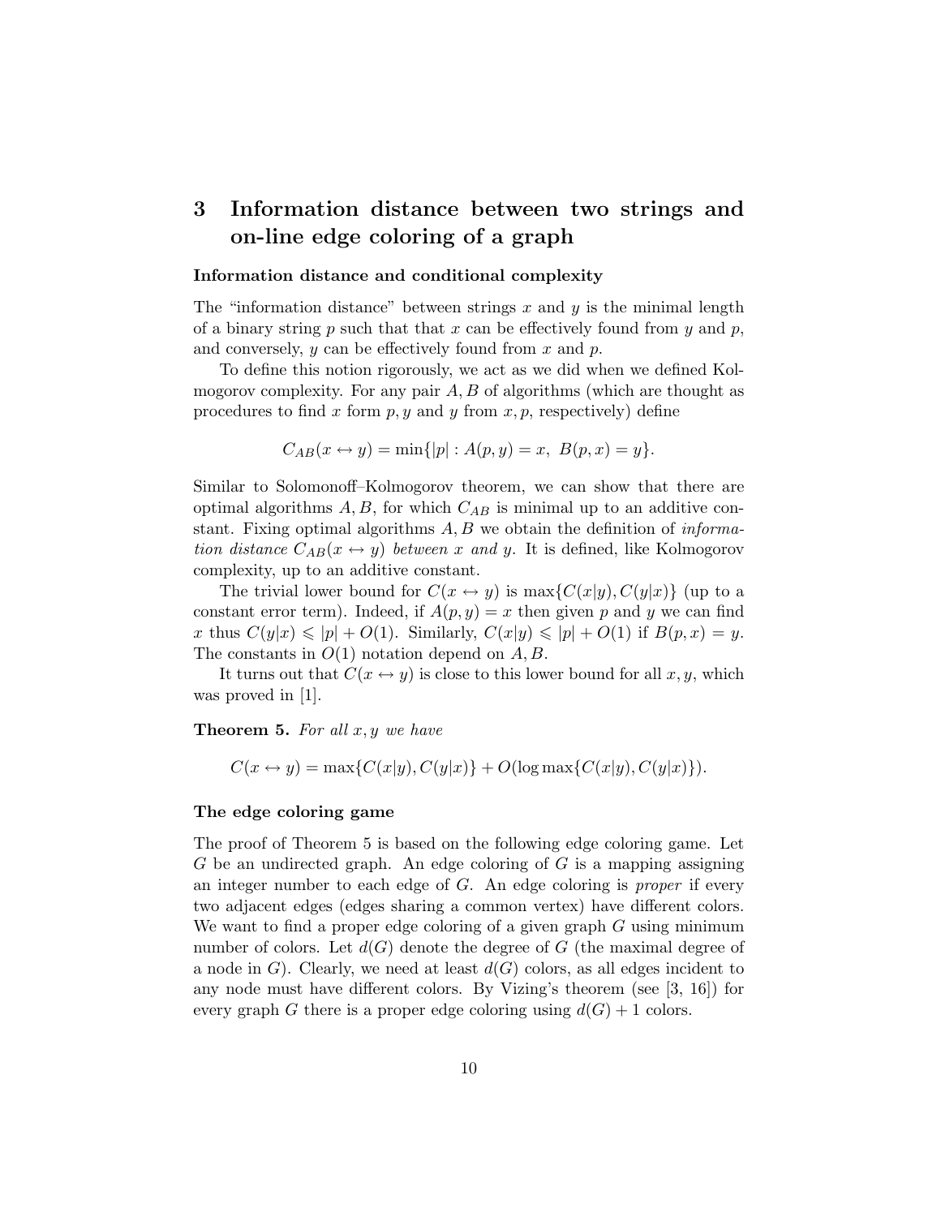## 3 Information distance between two strings and on-line edge coloring of a graph

**Information distance and conditional complexity**

The "information distance" between strings $x$ and $y$ is the minimal length of a binary string $p$ such that that $x$ can be effectively found from $y$ and $p$, and conversely, $y$ can be effectively found from $x$ and $p$.

To define this notion rigorously, we act as we did when we defined Kolmogorov complexity. For any pair $A, B$ of algorithms (which are thought as procedures to find $x$ form $p, y$ and $y$ from $x, p$, respectively) define

$$C_{AB}(x \leftrightarrow y) = \min\{|p| : A(p, y) = x,\ B(p, x) = y\}.$$

Similar to Solomonoff–Kolmogorov theorem, we can show that there are optimal algorithms $A, B$, for which $C_{AB}$ is minimal up to an additive constant. Fixing optimal algorithms $A, B$ we obtain the definition of *information distance $C_{AB}(x \leftrightarrow y)$ between $x$ and $y$*. It is defined, like Kolmogorov complexity, up to an additive constant.

The trivial lower bound for $C(x \leftrightarrow y)$ is $\max\{C(x|y), C(y|x)\}$ (up to a constant error term). Indeed, if $A(p, y) = x$ then given $p$ and $y$ we can find $x$ thus $C(y|x) \leqslant |p| + O(1)$. Similarly, $C(x|y) \leqslant |p| + O(1)$ if $B(p, x) = y$. The constants in $O(1)$ notation depend on $A, B$.

It turns out that $C(x \leftrightarrow y)$ is close to this lower bound for all $x, y$, which was proved in [1].

**Theorem 5.** *For all $x, y$ we have*

$$C(x \leftrightarrow y) = \max\{C(x|y), C(y|x)\} + O(\log \max\{C(x|y), C(y|x)\}).$$

**The edge coloring game**

The proof of Theorem 5 is based on the following edge coloring game. Let $G$ be an undirected graph. An edge coloring of $G$ is a mapping assigning an integer number to each edge of $G$. An edge coloring is *proper* if every two adjacent edges (edges sharing a common vertex) have different colors. We want to find a proper edge coloring of a given graph $G$ using minimum number of colors. Let $d(G)$ denote the degree of $G$ (the maximal degree of a node in $G$). Clearly, we need at least $d(G)$ colors, as all edges incident to any node must have different colors. By Vizing's theorem (see [3, 16]) for every graph $G$ there is a proper edge coloring using $d(G) + 1$ colors.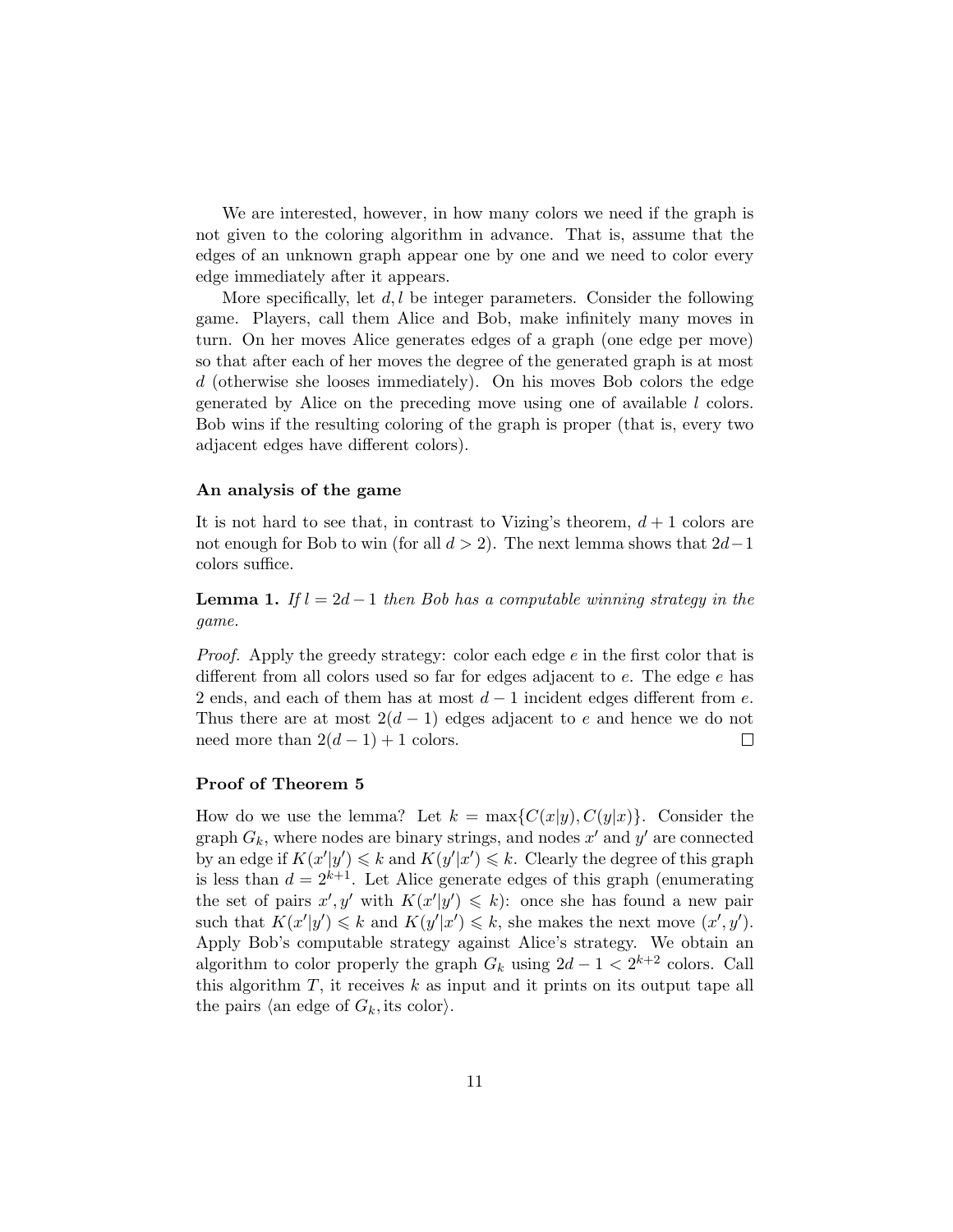We are interested, however, in how many colors we need if the graph is not given to the coloring algorithm in advance. That is, assume that the edges of an unknown graph appear one by one and we need to color every edge immediately after it appears.

More specifically, let $d, l$ be integer parameters. Consider the following game. Players, call them Alice and Bob, make infinitely many moves in turn. On her moves Alice generates edges of a graph (one edge per move) so that after each of her moves the degree of the generated graph is at most $d$ (otherwise she looses immediately). On his moves Bob colors the edge generated by Alice on the preceding move using one of available $l$ colors. Bob wins if the resulting coloring of the graph is proper (that is, every two adjacent edges have different colors).

### An analysis of the game

It is not hard to see that, in contrast to Vizing's theorem, $d+1$ colors are not enough for Bob to win (for all $d > 2$). The next lemma shows that $2d-1$ colors suffice.

**Lemma 1.** *If $l = 2d-1$ then Bob has a computable winning strategy in the game.*

*Proof.* Apply the greedy strategy: color each edge $e$ in the first color that is different from all colors used so far for edges adjacent to $e$. The edge $e$ has 2 ends, and each of them has at most $d-1$ incident edges different from $e$. Thus there are at most $2(d-1)$ edges adjacent to $e$ and hence we do not need more than $2(d-1)+1$ colors. □

### Proof of Theorem 5

How do we use the lemma? Let $k = \max\{C(x|y), C(y|x)\}$. Consider the graph $G_k$, where nodes are binary strings, and nodes $x'$ and $y'$ are connected by an edge if $K(x'|y') \leqslant k$ and $K(y'|x') \leqslant k$. Clearly the degree of this graph is less than $d = 2^{k+1}$. Let Alice generate edges of this graph (enumerating the set of pairs $x', y'$ with $K(x'|y') \leqslant k$): once she has found a new pair such that $K(x'|y') \leqslant k$ and $K(y'|x') \leqslant k$, she makes the next move $(x', y')$. Apply Bob's computable strategy against Alice's strategy. We obtain an algorithm to color properly the graph $G_k$ using $2d-1 < 2^{k+2}$ colors. Call this algorithm $T$, it receives $k$ as input and it prints on its output tape all the pairs $\langle$an edge of $G_k$, its color$\rangle$.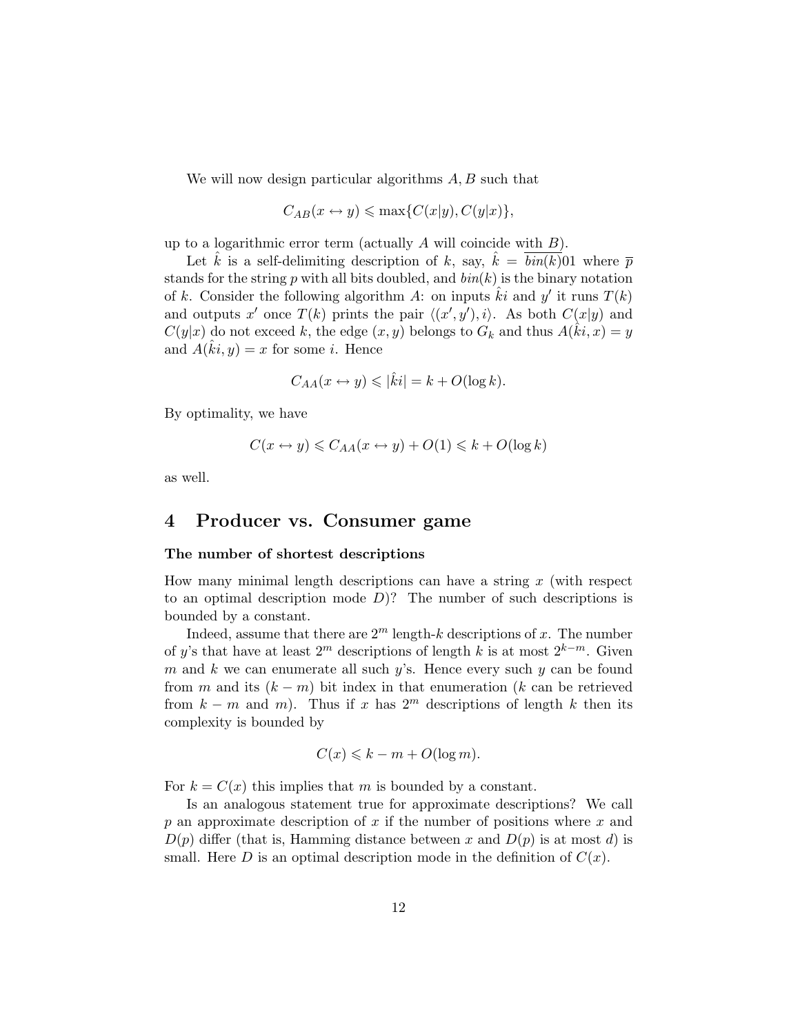We will now design particular algorithms $A, B$ such that

$$C_{AB}(x \leftrightarrow y) \leqslant \max\{C(x|y), C(y|x)\},$$

up to a logarithmic error term (actually $A$ will coincide with $B$).

Let $\hat{k}$ is a self-delimiting description of $k$, say, $\hat{k} = \overline{bin(k)}01$ where $\overline{p}$ stands for the string $p$ with all bits doubled, and $bin(k)$ is the binary notation of $k$. Consider the following algorithm $A$: on inputs $\hat{k}i$ and $y'$ it runs $T(k)$ and outputs $x'$ once $T(k)$ prints the pair $\langle (x', y'), i \rangle$. As both $C(x|y)$ and $C(y|x)$ do not exceed $k$, the edge $(x, y)$ belongs to $G_k$ and thus $A(\hat{k}i, x) = y$ and $A(\hat{k}i, y) = x$ for some $i$. Hence

$$C_{AA}(x \leftrightarrow y) \leqslant |\hat{k}i| = k + O(\log k).$$

By optimality, we have

$$C(x \leftrightarrow y) \leqslant C_{AA}(x \leftrightarrow y) + O(1) \leqslant k + O(\log k)$$

as well.

## 4 Producer vs. Consumer game

#### The number of shortest descriptions

How many minimal length descriptions can have a string $x$ (with respect to an optimal description mode $D$)? The number of such descriptions is bounded by a constant.

Indeed, assume that there are $2^m$ length-$k$ descriptions of $x$. The number of $y$'s that have at least $2^m$ descriptions of length $k$ is at most $2^{k-m}$. Given $m$ and $k$ we can enumerate all such $y$'s. Hence every such $y$ can be found from $m$ and its $(k-m)$ bit index in that enumeration ($k$ can be retrieved from $k-m$ and $m$). Thus if $x$ has $2^m$ descriptions of length $k$ then its complexity is bounded by

$$C(x) \leqslant k - m + O(\log m).$$

For $k = C(x)$ this implies that $m$ is bounded by a constant.

Is an analogous statement true for approximate descriptions? We call $p$ an approximate description of $x$ if the number of positions where $x$ and $D(p)$ differ (that is, Hamming distance between $x$ and $D(p)$ is at most $d$) is small. Here $D$ is an optimal description mode in the definition of $C(x)$.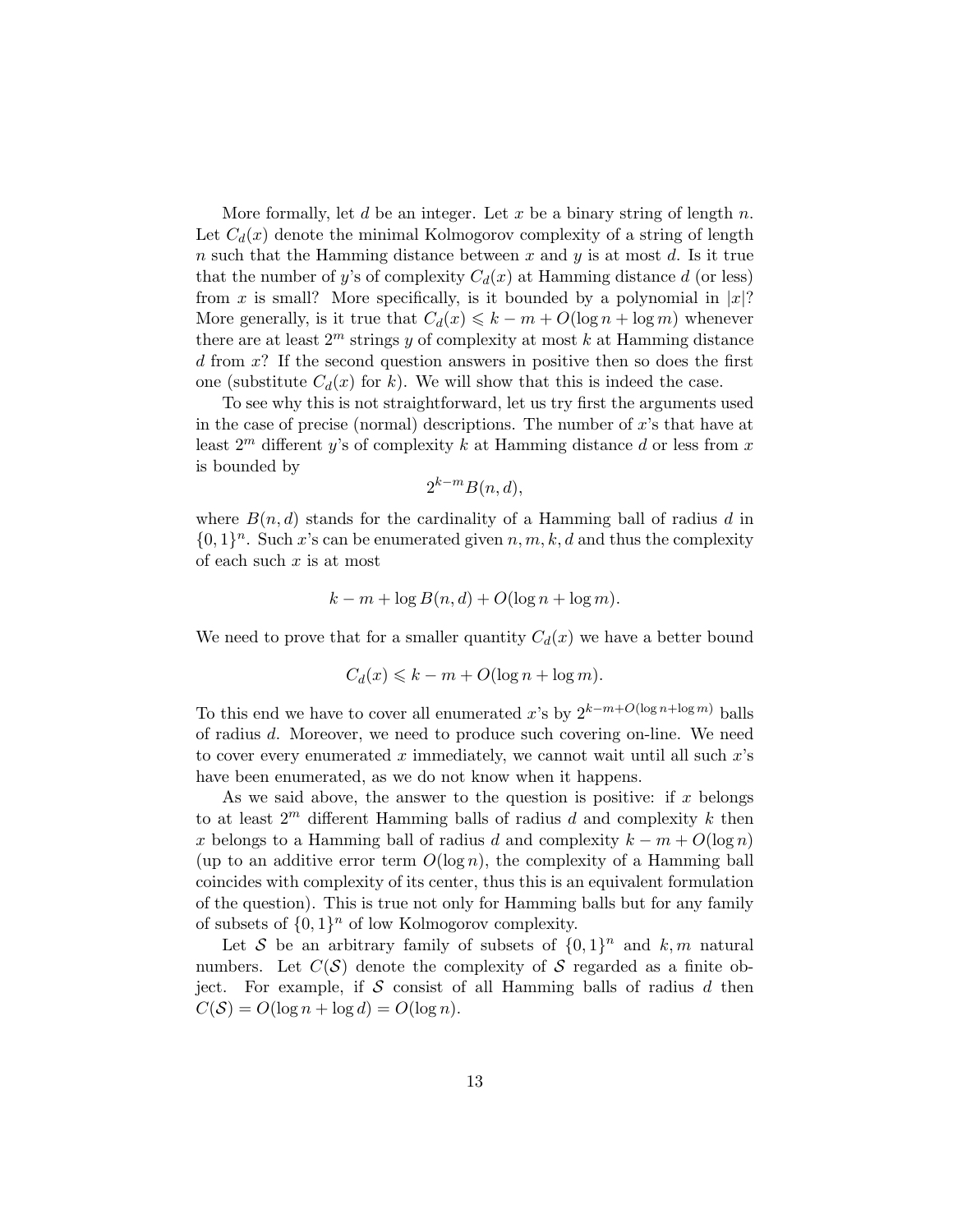More formally, let $d$ be an integer. Let $x$ be a binary string of length $n$. Let $C_d(x)$ denote the minimal Kolmogorov complexity of a string of length $n$ such that the Hamming distance between $x$ and $y$ is at most $d$. Is it true that the number of $y$'s of complexity $C_d(x)$ at Hamming distance $d$ (or less) from $x$ is small? More specifically, is it bounded by a polynomial in $|x|$? More generally, is it true that $C_d(x) \leqslant k - m + O(\log n + \log m)$ whenever there are at least $2^m$ strings $y$ of complexity at most $k$ at Hamming distance $d$ from $x$? If the second question answers in positive then so does the first one (substitute $C_d(x)$ for $k$). We will show that this is indeed the case.

To see why this is not straightforward, let us try first the arguments used in the case of precise (normal) descriptions. The number of $x$'s that have at least $2^m$ different $y$'s of complexity $k$ at Hamming distance $d$ or less from $x$ is bounded by

$$2^{k-m}B(n, d),$$

where $B(n, d)$ stands for the cardinality of a Hamming ball of radius $d$ in $\{0, 1\}^n$. Such $x$'s can be enumerated given $n, m, k, d$ and thus the complexity of each such $x$ is at most

$$k - m + \log B(n, d) + O(\log n + \log m).$$

We need to prove that for a smaller quantity $C_d(x)$ we have a better bound

$$C_d(x) \leqslant k - m + O(\log n + \log m).$$

To this end we have to cover all enumerated $x$'s by $2^{k-m+O(\log n+\log m)}$ balls of radius $d$. Moreover, we need to produce such covering on-line. We need to cover every enumerated $x$ immediately, we cannot wait until all such $x$'s have been enumerated, as we do not know when it happens.

As we said above, the answer to the question is positive: if $x$ belongs to at least $2^m$ different Hamming balls of radius $d$ and complexity $k$ then $x$ belongs to a Hamming ball of radius $d$ and complexity $k - m + O(\log n)$ (up to an additive error term $O(\log n)$, the complexity of a Hamming ball coincides with complexity of its center, thus this is an equivalent formulation of the question). This is true not only for Hamming balls but for any family of subsets of $\{0, 1\}^n$ of low Kolmogorov complexity.

Let $\mathcal{S}$ be an arbitrary family of subsets of $\{0, 1\}^n$ and $k, m$ natural numbers. Let $C(\mathcal{S})$ denote the complexity of $\mathcal{S}$ regarded as a finite object. For example, if $\mathcal{S}$ consist of all Hamming balls of radius $d$ then $C(\mathcal{S}) = O(\log n + \log d) = O(\log n)$.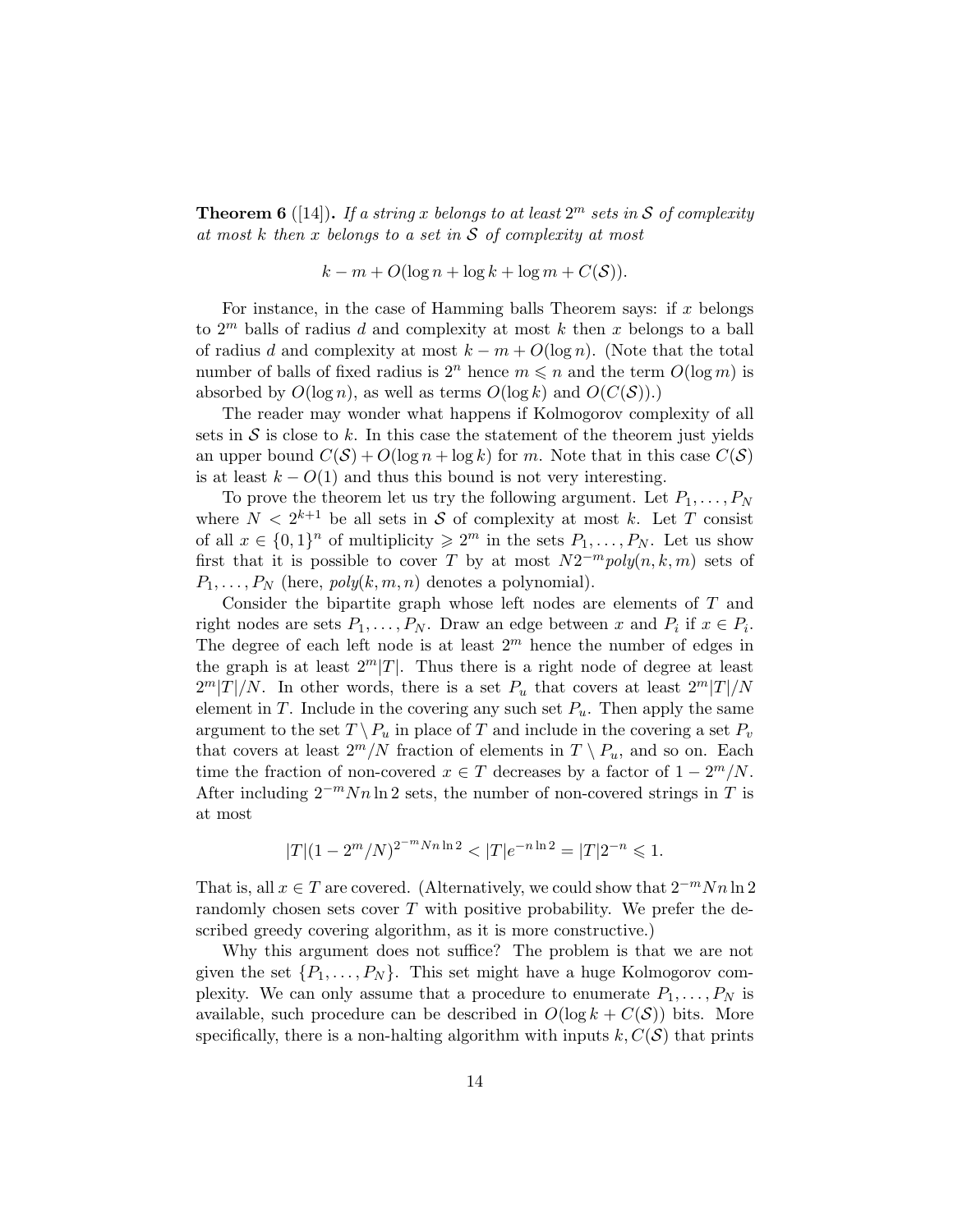**Theorem 6** ([14]). *If a string $x$ belongs to at least $2^m$ sets in $\mathcal{S}$ of complexity at most $k$ then $x$ belongs to a set in $\mathcal{S}$ of complexity at most*

$$k - m + O(\log n + \log k + \log m + C(\mathcal{S})).$$

For instance, in the case of Hamming balls Theorem says: if $x$ belongs to $2^m$ balls of radius $d$ and complexity at most $k$ then $x$ belongs to a ball of radius $d$ and complexity at most $k - m + O(\log n)$. (Note that the total number of balls of fixed radius is $2^n$ hence $m \leqslant n$ and the term $O(\log m)$ is absorbed by $O(\log n)$, as well as terms $O(\log k)$ and $O(C(\mathcal{S}))$.)

The reader may wonder what happens if Kolmogorov complexity of all sets in $\mathcal{S}$ is close to $k$. In this case the statement of the theorem just yields an upper bound $C(\mathcal{S}) + O(\log n + \log k)$ for $m$. Note that in this case $C(\mathcal{S})$ is at least $k - O(1)$ and thus this bound is not very interesting.

To prove the theorem let us try the following argument. Let $P_1, \dots, P_N$ where $N < 2^{k+1}$ be all sets in $\mathcal{S}$ of complexity at most $k$. Let $T$ consist of all $x \in \{0,1\}^n$ of multiplicity $\geqslant 2^m$ in the sets $P_1, \dots, P_N$. Let us show first that it is possible to cover $T$ by at most $N2^{-m}poly(n,k,m)$ sets of $P_1, \dots, P_N$ (here, $poly(k,m,n)$ denotes a polynomial).

Consider the bipartite graph whose left nodes are elements of $T$ and right nodes are sets $P_1, \dots, P_N$. Draw an edge between $x$ and $P_i$ if $x \in P_i$. The degree of each left node is at least $2^m$ hence the number of edges in the graph is at least $2^m|T|$. Thus there is a right node of degree at least $2^m|T|/N$. In other words, there is a set $P_u$ that covers at least $2^m|T|/N$ element in $T$. Include in the covering any such set $P_u$. Then apply the same argument to the set $T \setminus P_u$ in place of $T$ and include in the covering a set $P_v$ that covers at least $2^m/N$ fraction of elements in $T \setminus P_u$, and so on. Each time the fraction of non-covered $x \in T$ decreases by a factor of $1 - 2^m/N$. After including $2^{-m}Nn\ln 2$ sets, the number of non-covered strings in $T$ is at most

$$|T|(1 - 2^m/N)^{2^{-m}Nn\ln 2} < |T|e^{-n\ln 2} = |T|2^{-n} \leqslant 1.$$

That is, all $x \in T$ are covered. (Alternatively, we could show that $2^{-m}Nn\ln 2$ randomly chosen sets cover $T$ with positive probability. We prefer the described greedy covering algorithm, as it is more constructive.)

Why this argument does not suffice? The problem is that we are not given the set $\{P_1, \dots, P_N\}$. This set might have a huge Kolmogorov complexity. We can only assume that a procedure to enumerate $P_1, \dots, P_N$ is available, such procedure can be described in $O(\log k + C(\mathcal{S}))$ bits. More specifically, there is a non-halting algorithm with inputs $k, C(\mathcal{S})$ that prints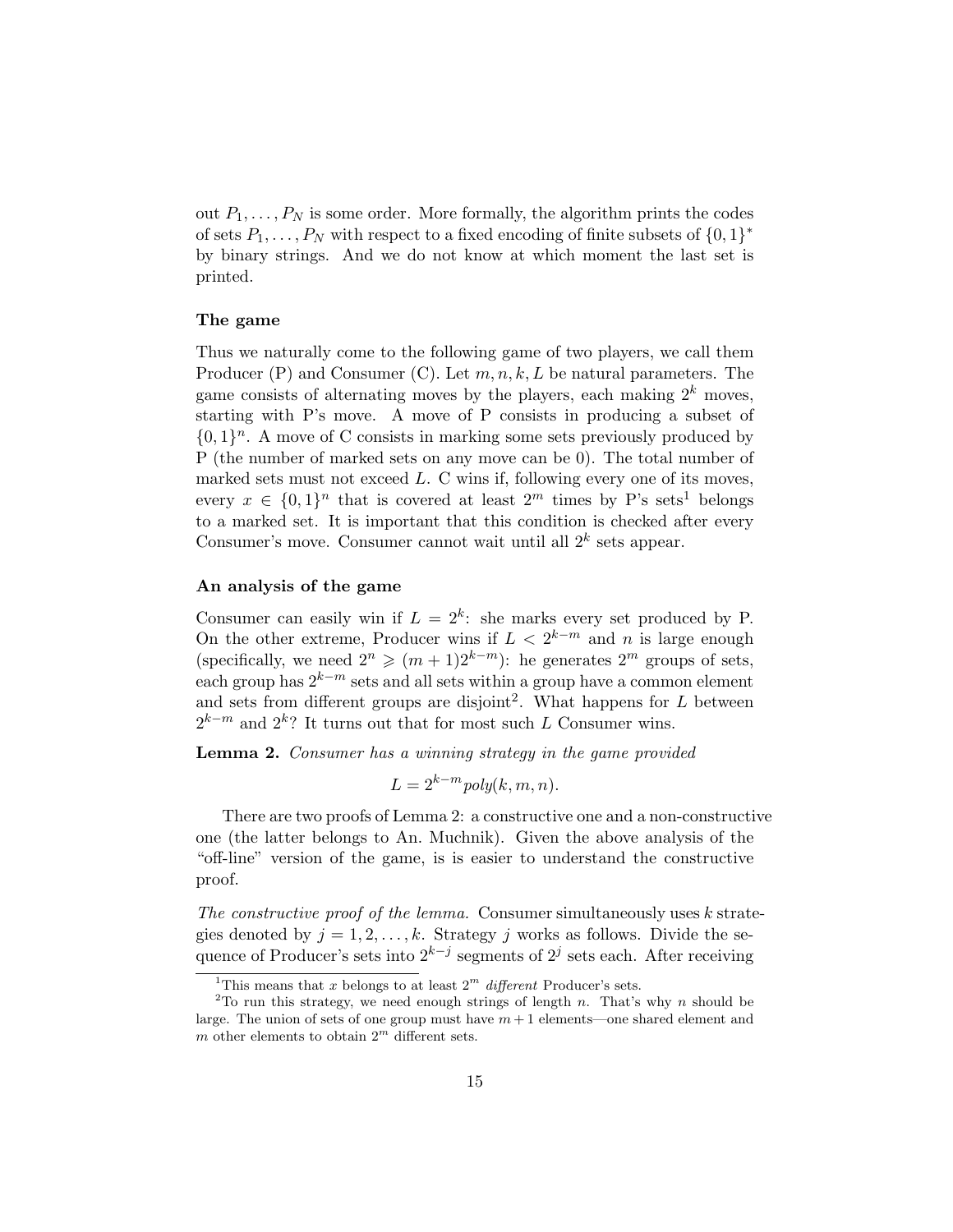out $P_1, \dots, P_N$ is some order. More formally, the algorithm prints the codes of sets $P_1, \dots, P_N$ with respect to a fixed encoding of finite subsets of $\{0,1\}^*$ by binary strings. And we do not know at which moment the last set is printed.

### The game

Thus we naturally come to the following game of two players, we call them Producer (P) and Consumer (C). Let $m, n, k, L$ be natural parameters. The game consists of alternating moves by the players, each making $2^k$ moves, starting with P's move. A move of P consists in producing a subset of $\{0,1\}^n$. A move of C consists in marking some sets previously produced by P (the number of marked sets on any move can be 0). The total number of marked sets must not exceed $L$. C wins if, following every one of its moves, every $x \in \{0,1\}^n$ that is covered at least $2^m$ times by P's sets[1] belongs to a marked set. It is important that this condition is checked after every Consumer's move. Consumer cannot wait until all $2^k$ sets appear.

### An analysis of the game

Consumer can easily win if $L = 2^k$: she marks every set produced by P. On the other extreme, Producer wins if $L < 2^{k-m}$ and $n$ is large enough (specifically, we need $2^n \geqslant (m+1)2^{k-m}$): he generates $2^m$ groups of sets, each group has $2^{k-m}$ sets and all sets within a group have a common element and sets from different groups are disjoint[2]. What happens for $L$ between $2^{k-m}$ and $2^k$? It turns out that for most such $L$ Consumer wins.

**Lemma 2.** *Consumer has a winning strategy in the game provided*

$$L = 2^{k-m} poly(k, m, n).$$

There are two proofs of Lemma 2: a constructive one and a non-constructive one (the latter belongs to An. Muchnik). Given the above analysis of the "off-line" version of the game, is is easier to understand the constructive proof.

*The constructive proof of the lemma.* Consumer simultaneously uses $k$ strategies denoted by $j = 1, 2, \dots, k$. Strategy $j$ works as follows. Divide the sequence of Producer's sets into $2^{k-j}$ segments of $2^j$ sets each. After receiving

---

[1] This means that $x$ belongs to at least $2^m$ *different* Producer's sets.

[2] To run this strategy, we need enough strings of length $n$. That's why $n$ should be large. The union of sets of one group must have $m+1$ elements—one shared element and $m$ other elements to obtain $2^m$ different sets.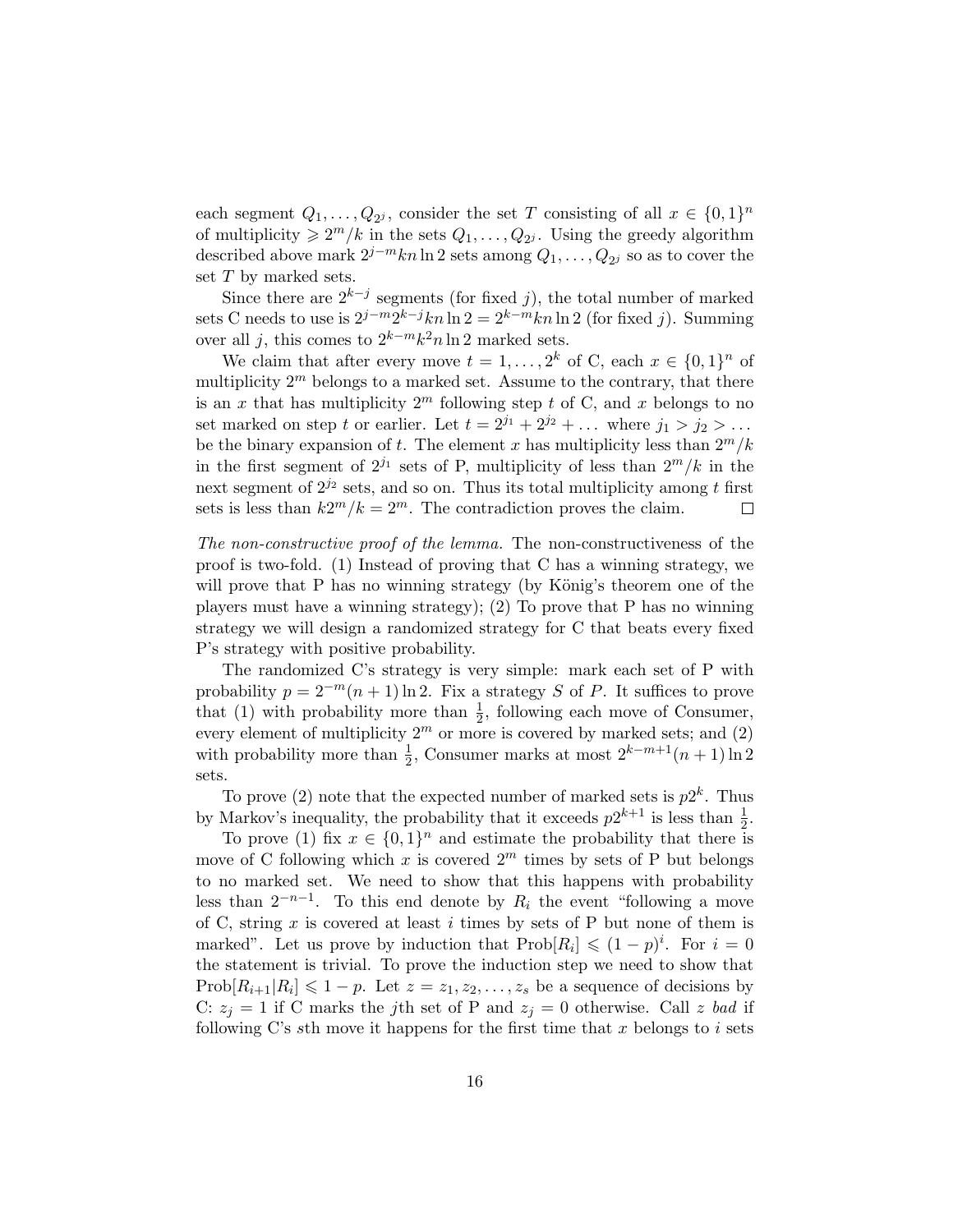each segment $Q_1, \dots, Q_{2^j}$, consider the set $T$ consisting of all $x \in \{0,1\}^n$ of multiplicity $\geqslant 2^m/k$ in the sets $Q_1, \dots, Q_{2^j}$. Using the greedy algorithm described above mark $2^{j-m}kn \ln 2$ sets among $Q_1, \dots, Q_{2^j}$ so as to cover the set $T$ by marked sets.

Since there are $2^{k-j}$ segments (for fixed $j$), the total number of marked sets C needs to use is $2^{j-m}2^{k-j}kn \ln 2 = 2^{k-m}kn \ln 2$ (for fixed $j$). Summing over all $j$, this comes to $2^{k-m}k^2 n \ln 2$ marked sets.

We claim that after every move $t = 1, \dots, 2^k$ of C, each $x \in \{0,1\}^n$ of multiplicity $2^m$ belongs to a marked set. Assume to the contrary, that there is an $x$ that has multiplicity $2^m$ following step $t$ of C, and $x$ belongs to no set marked on step $t$ or earlier. Let $t = 2^{j_1} + 2^{j_2} + \dots$ where $j_1 > j_2 > \dots$ be the binary expansion of $t$. The element $x$ has multiplicity less than $2^m/k$ in the first segment of $2^{j_1}$ sets of P, multiplicity of less than $2^m/k$ in the next segment of $2^{j_2}$ sets, and so on. Thus its total multiplicity among $t$ first sets is less than $k2^m/k = 2^m$. The contradiction proves the claim. □

*The non-constructive proof of the lemma.* The non-constructiveness of the proof is two-fold. (1) Instead of proving that C has a winning strategy, we will prove that P has no winning strategy (by König's theorem one of the players must have a winning strategy); (2) To prove that P has no winning strategy we will design a randomized strategy for C that beats every fixed P's strategy with positive probability.

The randomized C's strategy is very simple: mark each set of P with probability $p = 2^{-m}(n+1)\ln 2$. Fix a strategy $S$ of $P$. It suffices to prove that (1) with probability more than $\frac{1}{2}$, following each move of Consumer, every element of multiplicity $2^m$ or more is covered by marked sets; and (2) with probability more than $\frac{1}{2}$, Consumer marks at most $2^{k-m+1}(n+1)\ln 2$ sets.

To prove (2) note that the expected number of marked sets is $p2^k$. Thus by Markov's inequality, the probability that it exceeds $p2^{k+1}$ is less than $\frac{1}{2}$.

To prove (1) fix $x \in \{0,1\}^n$ and estimate the probability that there is move of C following which $x$ is covered $2^m$ times by sets of P but belongs to no marked set. We need to show that this happens with probability less than $2^{-n-1}$. To this end denote by $R_i$ the event "following a move of C, string $x$ is covered at least $i$ times by sets of P but none of them is marked". Let us prove by induction that $\text{Prob}[R_i] \leqslant (1-p)^i$. For $i = 0$ the statement is trivial. To prove the induction step we need to show that $\text{Prob}[R_{i+1}|R_i] \leqslant 1-p$. Let $z = z_1, z_2, \dots, z_s$ be a sequence of decisions by C: $z_j = 1$ if C marks the $j$th set of P and $z_j = 0$ otherwise. Call $z$ *bad* if following C's $s$th move it happens for the first time that $x$ belongs to $i$ sets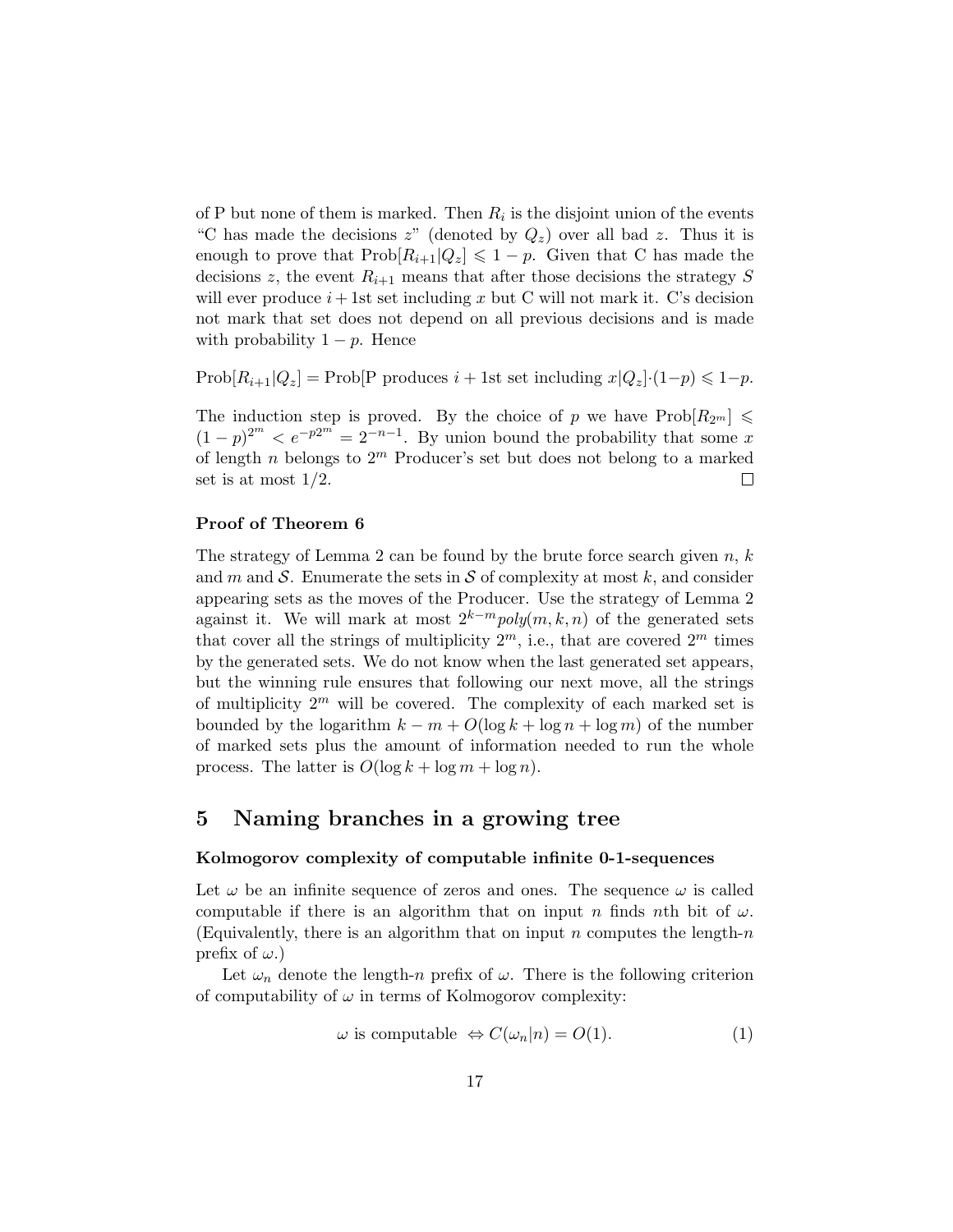of P but none of them is marked. Then $R_i$ is the disjoint union of the events "C has made the decisions $z$" (denoted by $Q_z$) over all bad $z$. Thus it is enough to prove that $\text{Prob}[R_{i+1}|Q_z] \leqslant 1-p$. Given that C has made the decisions $z$, the event $R_{i+1}$ means that after those decisions the strategy $S$ will ever produce $i+1$st set including $x$ but C will not mark it. C's decision not mark that set does not depend on all previous decisions and is made with probability $1-p$. Hence

$$\text{Prob}[R_{i+1}|Q_z] = \text{Prob}[\text{P produces } i+1\text{st set including } x|Q_z]\cdot(1-p) \leqslant 1-p.$$

The induction step is proved. By the choice of $p$ we have $\text{Prob}[R_{2^m}] \leqslant (1-p)^{2^m} < e^{-p2^m} = 2^{-n-1}$. By union bound the probability that some $x$ of length $n$ belongs to $2^m$ Producer's set but does not belong to a marked set is at most $1/2$. $\square$

**Proof of Theorem 6**

The strategy of Lemma 2 can be found by the brute force search given $n$, $k$ and $m$ and $\mathcal{S}$. Enumerate the sets in $\mathcal{S}$ of complexity at most $k$, and consider appearing sets as the moves of the Producer. Use the strategy of Lemma 2 against it. We will mark at most $2^{k-m}poly(m,k,n)$ of the generated sets that cover all the strings of multiplicity $2^m$, i.e., that are covered $2^m$ times by the generated sets. We do not know when the last generated set appears, but the winning rule ensures that following our next move, all the strings of multiplicity $2^m$ will be covered. The complexity of each marked set is bounded by the logarithm $k-m+O(\log k+\log n+\log m)$ of the number of marked sets plus the amount of information needed to run the whole process. The latter is $O(\log k+\log m+\log n)$.

## 5 Naming branches in a growing tree

**Kolmogorov complexity of computable infinite 0-1-sequences**

Let $\omega$ be an infinite sequence of zeros and ones. The sequence $\omega$ is called computable if there is an algorithm that on input $n$ finds $n$th bit of $\omega$. (Equivalently, there is an algorithm that on input $n$ computes the length-$n$ prefix of $\omega$.)

Let $\omega_n$ denote the length-$n$ prefix of $\omega$. There is the following criterion of computability of $\omega$ in terms of Kolmogorov complexity:

$$\omega \text{ is computable } \Leftrightarrow C(\omega_n|n) = O(1). \tag{1}$$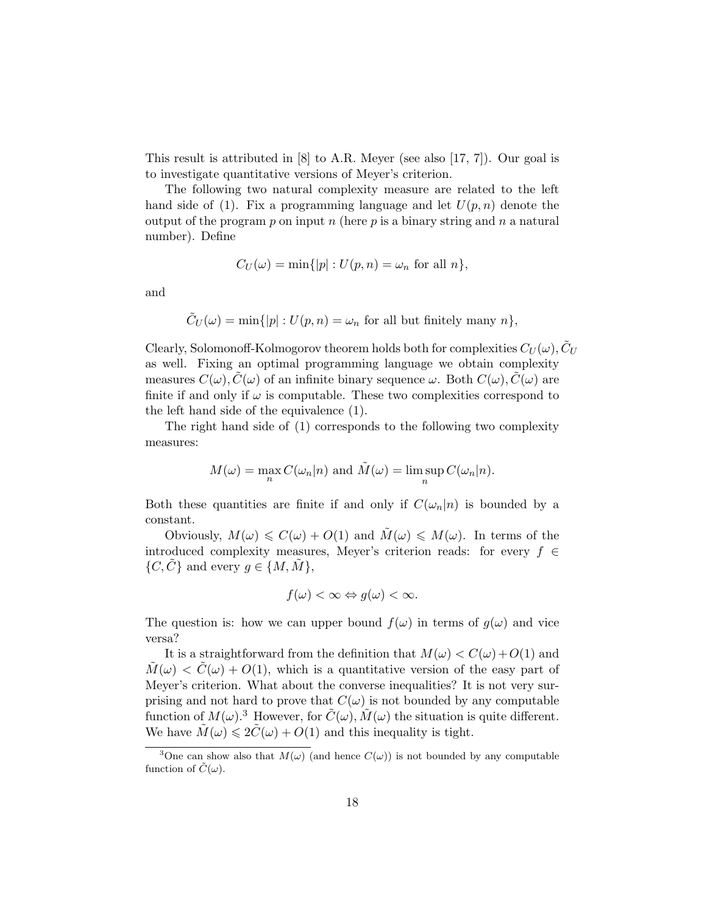This result is attributed in [8] to A.R. Meyer (see also [17, 7]). Our goal is to investigate quantitative versions of Meyer's criterion.

The following two natural complexity measure are related to the left hand side of (1). Fix a programming language and let $U(p, n)$ denote the output of the program $p$ on input $n$ (here $p$ is a binary string and $n$ a natural number). Define

$$C_U(\omega) = \min\{|p| : U(p, n) = \omega_n \text{ for all } n\},$$

and

$$\tilde{C}_U(\omega) = \min\{|p| : U(p, n) = \omega_n \text{ for all but finitely many } n\},$$

Clearly, Solomonoff-Kolmogorov theorem holds both for complexities $C_U(\omega), \tilde{C}_U$ as well. Fixing an optimal programming language we obtain complexity measures $C(\omega), \tilde{C}(\omega)$ of an infinite binary sequence $\omega$. Both $C(\omega), \tilde{C}(\omega)$ are finite if and only if $\omega$ is computable. These two complexities correspond to the left hand side of the equivalence (1).

The right hand side of (1) corresponds to the following two complexity measures:

$$M(\omega) = \max_n C(\omega_n|n) \text{ and } \tilde{M}(\omega) = \limsup_n C(\omega_n|n).$$

Both these quantities are finite if and only if $C(\omega_n|n)$ is bounded by a constant.

Obviously, $M(\omega) \leqslant C(\omega) + O(1)$ and $\tilde{M}(\omega) \leqslant M(\omega)$. In terms of the introduced complexity measures, Meyer's criterion reads: for every $f \in \{C, \tilde{C}\}$ and every $g \in \{M, \tilde{M}\}$,

$$f(\omega) < \infty \Leftrightarrow g(\omega) < \infty.$$

The question is: how we can upper bound $f(\omega)$ in terms of $g(\omega)$ and vice versa?

It is a straightforward from the definition that $M(\omega) < C(\omega) + O(1)$ and $\tilde{M}(\omega) < \tilde{C}(\omega) + O(1)$, which is a quantitative version of the easy part of Meyer's criterion. What about the converse inequalities? It is not very surprising and not hard to prove that $C(\omega)$ is not bounded by any computable function of $M(\omega)$.[3] However, for $\tilde{C}(\omega), \tilde{M}(\omega)$ the situation is quite different. We have $\tilde{M}(\omega) \leqslant 2\tilde{C}(\omega) + O(1)$ and this inequality is tight.

[3] One can show also that $M(\omega)$ (and hence $C(\omega)$) is not bounded by any computable function of $\tilde{C}(\omega)$.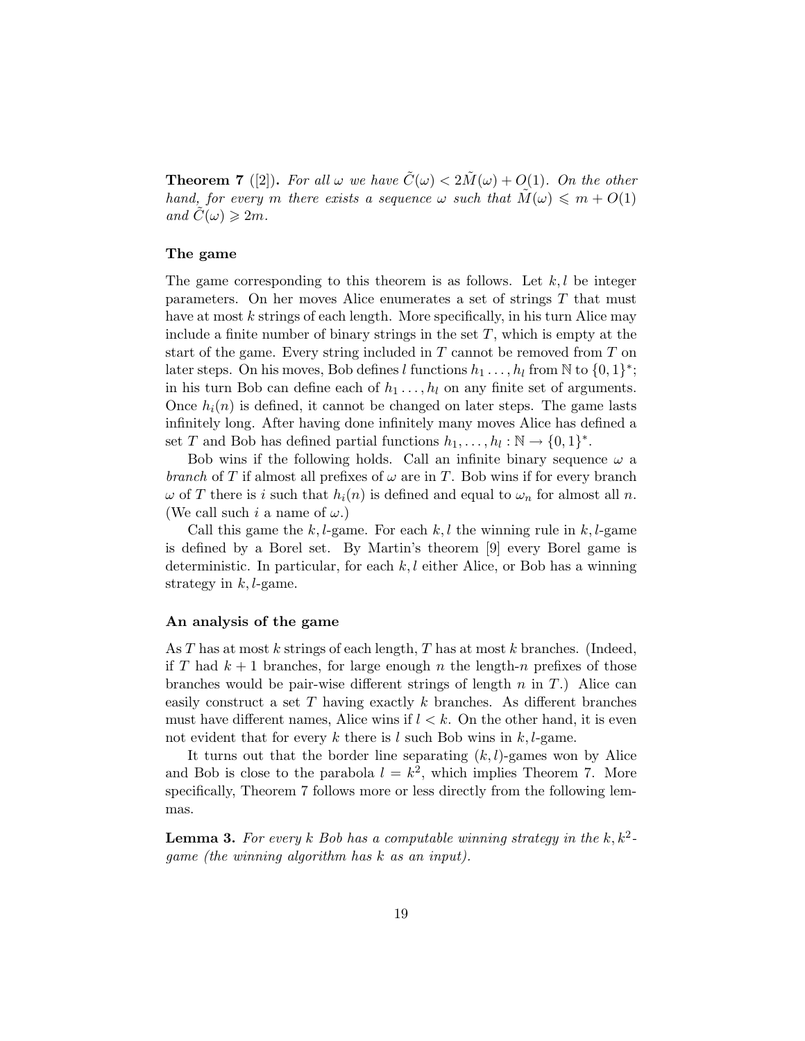**Theorem 7** ([2])**.** *For all $\omega$ we have $\tilde{C}(\omega) < 2\tilde{M}(\omega) + O(1)$. On the other hand, for every $m$ there exists a sequence $\omega$ such that $\tilde{M}(\omega) \leqslant m + O(1)$ and $\tilde{C}(\omega) \geqslant 2m$.*

### The game

The game corresponding to this theorem is as follows. Let $k, l$ be integer parameters. On her moves Alice enumerates a set of strings $T$ that must have at most $k$ strings of each length. More specifically, in his turn Alice may include a finite number of binary strings in the set $T$, which is empty at the start of the game. Every string included in $T$ cannot be removed from $T$ on later steps. On his moves, Bob defines $l$ functions $h_1 \dots, h_l$ from $\mathbb{N}$ to $\{0,1\}^*$; in his turn Bob can define each of $h_1 \dots, h_l$ on any finite set of arguments. Once $h_i(n)$ is defined, it cannot be changed on later steps. The game lasts infinitely long. After having done infinitely many moves Alice has defined a set $T$ and Bob has defined partial functions $h_1, \dots, h_l : \mathbb{N} \to \{0,1\}^*$.

Bob wins if the following holds. Call an infinite binary sequence $\omega$ a *branch* of $T$ if almost all prefixes of $\omega$ are in $T$. Bob wins if for every branch $\omega$ of $T$ there is $i$ such that $h_i(n)$ is defined and equal to $\omega_n$ for almost all $n$. (We call such $i$ a name of $\omega$.)

Call this game the $k, l$-game. For each $k, l$ the winning rule in $k, l$-game is defined by a Borel set. By Martin's theorem [9] every Borel game is deterministic. In particular, for each $k, l$ either Alice, or Bob has a winning strategy in $k, l$-game.

### An analysis of the game

As $T$ has at most $k$ strings of each length, $T$ has at most $k$ branches. (Indeed, if $T$ had $k+1$ branches, for large enough $n$ the length-$n$ prefixes of those branches would be pair-wise different strings of length $n$ in $T$.) Alice can easily construct a set $T$ having exactly $k$ branches. As different branches must have different names, Alice wins if $l < k$. On the other hand, it is even not evident that for every $k$ there is $l$ such Bob wins in $k, l$-game.

It turns out that the border line separating $(k, l)$-games won by Alice and Bob is close to the parabola $l = k^2$, which implies Theorem 7. More specifically, Theorem 7 follows more or less directly from the following lemmas.

**Lemma 3.** *For every $k$ Bob has a computable winning strategy in the $k, k^2$-game (the winning algorithm has $k$ as an input).*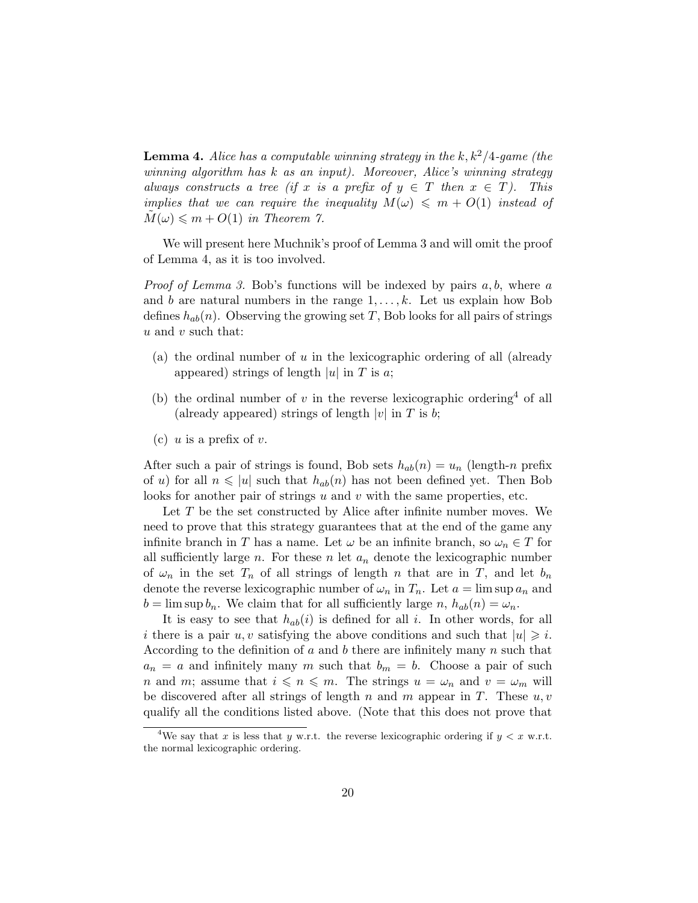**Lemma 4.** *Alice has a computable winning strategy in the $k, k^2/4$-game (the winning algorithm has $k$ as an input). Moreover, Alice's winning strategy always constructs a tree (if $x$ is a prefix of $y \in T$ then $x \in T$). This implies that we can require the inequality $M(\omega) \leqslant m + O(1)$ instead of $\tilde{M}(\omega) \leqslant m + O(1)$ in Theorem 7.*

We will present here Muchnik's proof of Lemma 3 and will omit the proof of Lemma 4, as it is too involved.

*Proof of Lemma 3.* Bob's functions will be indexed by pairs $a, b$, where $a$ and $b$ are natural numbers in the range $1, \ldots, k$. Let us explain how Bob defines $h_{ab}(n)$. Observing the growing set $T$, Bob looks for all pairs of strings $u$ and $v$ such that:

- (a) the ordinal number of $u$ in the lexicographic ordering of all (already appeared) strings of length $|u|$ in $T$ is $a$;
- (b) the ordinal number of $v$ in the reverse lexicographic ordering[4] of all (already appeared) strings of length $|v|$ in $T$ is $b$;
- (c) $u$ is a prefix of $v$.

After such a pair of strings is found, Bob sets $h_{ab}(n) = u_n$ (length-$n$ prefix of $u$) for all $n \leqslant |u|$ such that $h_{ab}(n)$ has not been defined yet. Then Bob looks for another pair of strings $u$ and $v$ with the same properties, etc.

Let $T$ be the set constructed by Alice after infinite number moves. We need to prove that this strategy guarantees that at the end of the game any infinite branch in $T$ has a name. Let $\omega$ be an infinite branch, so $\omega_n \in T$ for all sufficiently large $n$. For these $n$ let $a_n$ denote the lexicographic number of $\omega_n$ in the set $T_n$ of all strings of length $n$ that are in $T$, and let $b_n$ denote the reverse lexicographic number of $\omega_n$ in $T_n$. Let $a = \limsup a_n$ and $b = \limsup b_n$. We claim that for all sufficiently large $n$, $h_{ab}(n) = \omega_n$.

It is easy to see that $h_{ab}(i)$ is defined for all $i$. In other words, for all $i$ there is a pair $u, v$ satisfying the above conditions and such that $|u| \geqslant i$. According to the definition of $a$ and $b$ there are infinitely many $n$ such that $a_n = a$ and infinitely many $m$ such that $b_m = b$. Choose a pair of such $n$ and $m$; assume that $i \leqslant n \leqslant m$. The strings $u = \omega_n$ and $v = \omega_m$ will be discovered after all strings of length $n$ and $m$ appear in $T$. These $u, v$ qualify all the conditions listed above. (Note that this does not prove that

[4] We say that $x$ is less that $y$ w.r.t. the reverse lexicographic ordering if $y < x$ w.r.t. the normal lexicographic ordering.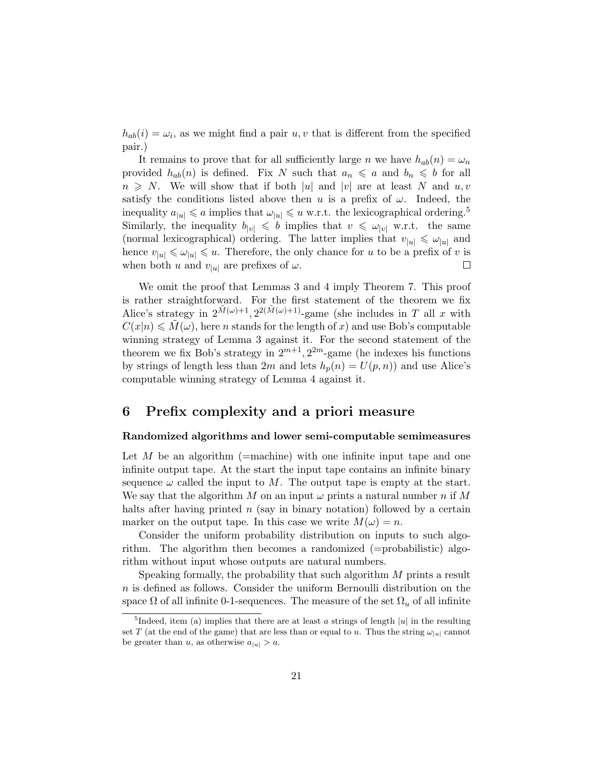$h_{ab}(i) = \omega_i$, as we might find a pair $u, v$ that is different from the specified pair.)

It remains to prove that for all sufficiently large $n$ we have $h_{ab}(n) = \omega_n$ provided $h_{ab}(n)$ is defined. Fix $N$ such that $a_n \leqslant a$ and $b_n \leqslant b$ for all $n \geqslant N$. We will show that if both $|u|$ and $|v|$ are at least $N$ and $u, v$ satisfy the conditions listed above then $u$ is a prefix of $\omega$. Indeed, the inequality $a_{|u|} \leqslant a$ implies that $\omega_{|u|} \leqslant u$ w.r.t. the lexicographical ordering.[5] Similarly, the inequality $b_{|v|} \leqslant b$ implies that $v \leqslant \omega_{|v|}$ w.r.t. the same (normal lexicographical) ordering. The latter implies that $v_{|u|} \leqslant \omega_{|u|}$ and hence $v_{|u|} \leqslant \omega_{|u|} \leqslant u$. Therefore, the only chance for $u$ to be a prefix of $v$ is when both $u$ and $v_{|u|}$ are prefixes of $\omega$. □

We omit the proof that Lemmas 3 and 4 imply Theorem 7. This proof is rather straightforward. For the first statement of the theorem we fix Alice's strategy in $2^{\tilde{M}(\omega)+1}, 2^{2(\tilde{M}(\omega)+1)}$-game (she includes in $T$ all $x$ with $C(x|n) \leqslant \tilde{M}(\omega)$, here $n$ stands for the length of $x$) and use Bob's computable winning strategy of Lemma 3 against it. For the second statement of the theorem we fix Bob's strategy in $2^{m+1}, 2^{2m}$-game (he indexes his functions by strings of length less than $2m$ and lets $h_p(n) = U(p, n)$) and use Alice's computable winning strategy of Lemma 4 against it.

## 6 Prefix complexity and a priori measure

**Randomized algorithms and lower semi-computable semimeasures**

Let $M$ be an algorithm (=machine) with one infinite input tape and one infinite output tape. At the start the input tape contains an infinite binary sequence $\omega$ called the input to $M$. The output tape is empty at the start. We say that the algorithm $M$ on an input $\omega$ prints a natural number $n$ if $M$ halts after having printed $n$ (say in binary notation) followed by a certain marker on the output tape. In this case we write $M(\omega) = n$.

Consider the uniform probability distribution on inputs to such algorithm. The algorithm then becomes a randomized (=probabilistic) algorithm without input whose outputs are natural numbers.

Speaking formally, the probability that such algorithm $M$ prints a result $n$ is defined as follows. Consider the uniform Bernoulli distribution on the space $\Omega$ of all infinite 0-1-sequences. The measure of the set $\Omega_u$ of all infinite

[5] Indeed, item (a) implies that there are at least $a$ strings of length $|u|$ in the resulting set $T$ (at the end of the game) that are less than or equal to $u$. Thus the string $\omega_{|u|}$ cannot be greater than $u$, as otherwise $a_{|u|} > a$.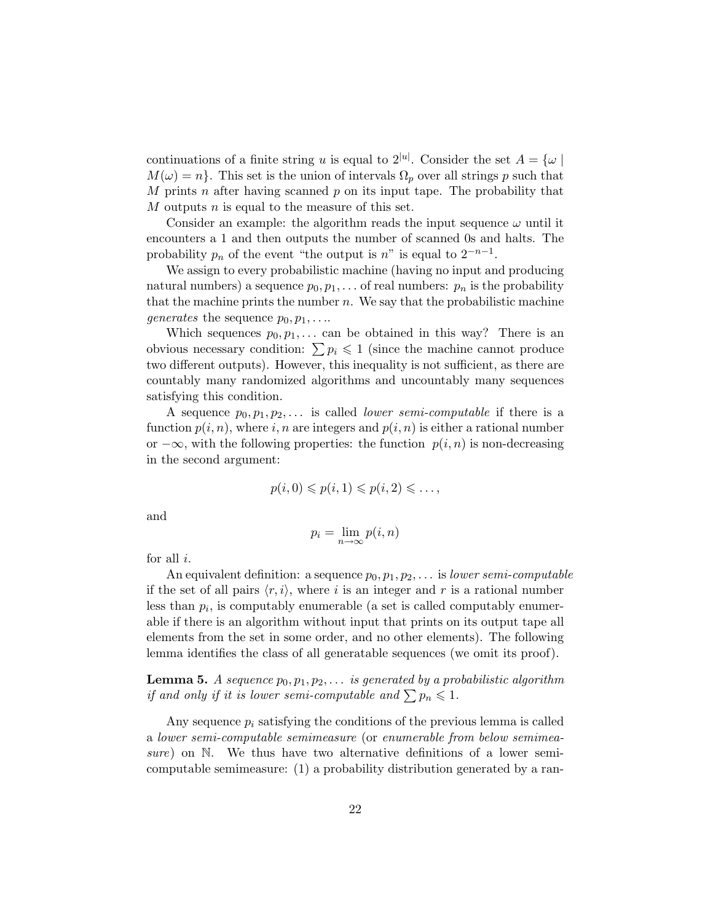continuations of a finite string $u$ is equal to $2^{|u|}$. Consider the set $A = \{\omega \mid M(\omega) = n\}$. This set is the union of intervals $\Omega_p$ over all strings $p$ such that $M$ prints $n$ after having scanned $p$ on its input tape. The probability that $M$ outputs $n$ is equal to the measure of this set.

Consider an example: the algorithm reads the input sequence $\omega$ until it encounters a 1 and then outputs the number of scanned 0s and halts. The probability $p_n$ of the event "the output is $n$" is equal to $2^{-n-1}$.

We assign to every probabilistic machine (having no input and producing natural numbers) a sequence $p_0, p_1, \ldots$ of real numbers: $p_n$ is the probability that the machine prints the number $n$. We say that the probabilistic machine *generates* the sequence $p_0, p_1, \ldots$.

Which sequences $p_0, p_1, \ldots$ can be obtained in this way? There is an obvious necessary condition: $\sum p_i \leqslant 1$ (since the machine cannot produce two different outputs). However, this inequality is not sufficient, as there are countably many randomized algorithms and uncountably many sequences satisfying this condition.

A sequence $p_0, p_1, p_2, \ldots$ is called *lower semi-computable* if there is a function $p(i, n)$, where $i, n$ are integers and $p(i, n)$ is either a rational number or $-\infty$, with the following properties: the function $p(i, n)$ is non-decreasing in the second argument:

$$p(i, 0) \leqslant p(i, 1) \leqslant p(i, 2) \leqslant \ldots,$$

and

$$p_i = \lim_{n \to \infty} p(i, n)$$

for all $i$.

An equivalent definition: a sequence $p_0, p_1, p_2, \ldots$ is *lower semi-computable* if the set of all pairs $\langle r, i \rangle$, where $i$ is an integer and $r$ is a rational number less than $p_i$, is computably enumerable (a set is called computably enumerable if there is an algorithm without input that prints on its output tape all elements from the set in some order, and no other elements). The following lemma identifies the class of all generatable sequences (we omit its proof).

**Lemma 5.** *A sequence $p_0, p_1, p_2, \ldots$ is generated by a probabilistic algorithm if and only if it is lower semi-computable and $\sum p_n \leqslant 1$.*

Any sequence $p_i$ satisfying the conditions of the previous lemma is called a *lower semi-computable semimeasure* (or *enumerable from below semimeasure*) on $\mathbb{N}$. We thus have two alternative definitions of a lower semi-computable semimeasure: (1) a probability distribution generated by a ran-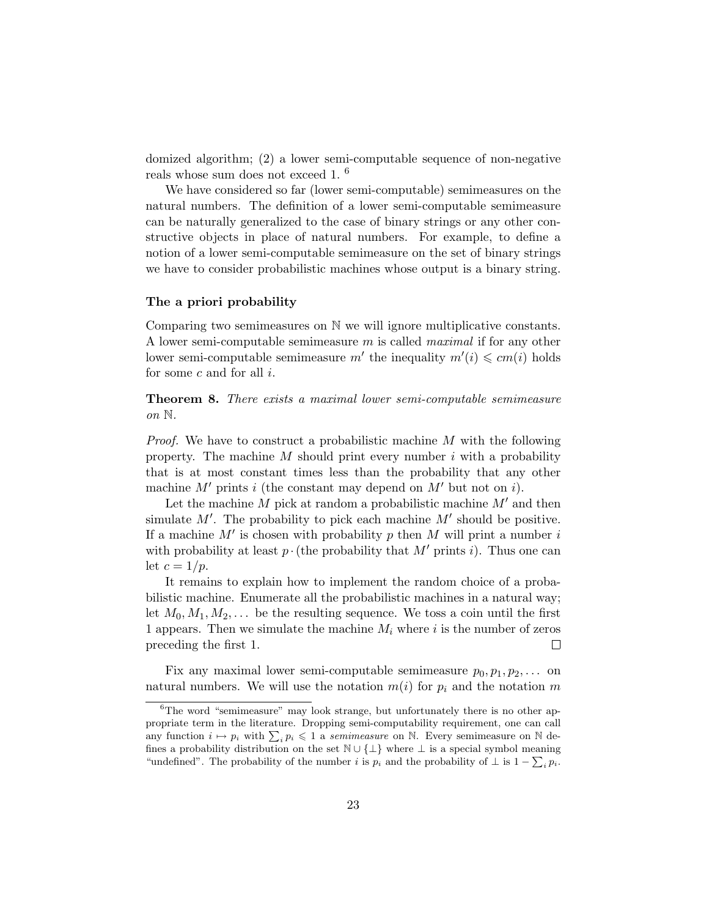domized algorithm; (2) a lower semi-computable sequence of non-negative reals whose sum does not exceed 1. [6]

We have considered so far (lower semi-computable) semimeasures on the natural numbers. The definition of a lower semi-computable semimeasure can be naturally generalized to the case of binary strings or any other constructive objects in place of natural numbers. For example, to define a notion of a lower semi-computable semimeasure on the set of binary strings we have to consider probabilistic machines whose output is a binary string.

### The a priori probability

Comparing two semimeasures on $\mathbb{N}$ we will ignore multiplicative constants. A lower semi-computable semimeasure $m$ is called *maximal* if for any other lower semi-computable semimeasure $m'$ the inequality $m'(i) \leqslant cm(i)$ holds for some $c$ and for all $i$.

**Theorem 8.** *There exists a maximal lower semi-computable semimeasure on* $\mathbb{N}$.

*Proof.* We have to construct a probabilistic machine $M$ with the following property. The machine $M$ should print every number $i$ with a probability that is at most constant times less than the probability that any other machine $M'$ prints $i$ (the constant may depend on $M'$ but not on $i$).

Let the machine $M$ pick at random a probabilistic machine $M'$ and then simulate $M'$. The probability to pick each machine $M'$ should be positive. If a machine $M'$ is chosen with probability $p$ then $M$ will print a number $i$ with probability at least $p\cdot$(the probability that $M'$ prints $i$). Thus one can let $c = 1/p$.

It remains to explain how to implement the random choice of a probabilistic machine. Enumerate all the probabilistic machines in a natural way; let $M_0, M_1, M_2, \ldots$ be the resulting sequence. We toss a coin until the first 1 appears. Then we simulate the machine $M_i$ where $i$ is the number of zeros preceding the first 1. □

Fix any maximal lower semi-computable semimeasure $p_0, p_1, p_2, \ldots$ on natural numbers. We will use the notation $m(i)$ for $p_i$ and the notation $m$

---

[6] The word "semimeasure" may look strange, but unfortunately there is no other appropriate term in the literature. Dropping semi-computability requirement, one can call any function $i \mapsto p_i$ with $\sum_i p_i \leqslant 1$ a *semimeasure* on $\mathbb{N}$. Every semimeasure on $\mathbb{N}$ defines a probability distribution on the set $\mathbb{N} \cup \{\perp\}$ where $\perp$ is a special symbol meaning "undefined". The probability of the number $i$ is $p_i$ and the probability of $\perp$ is $1 - \sum_i p_i$.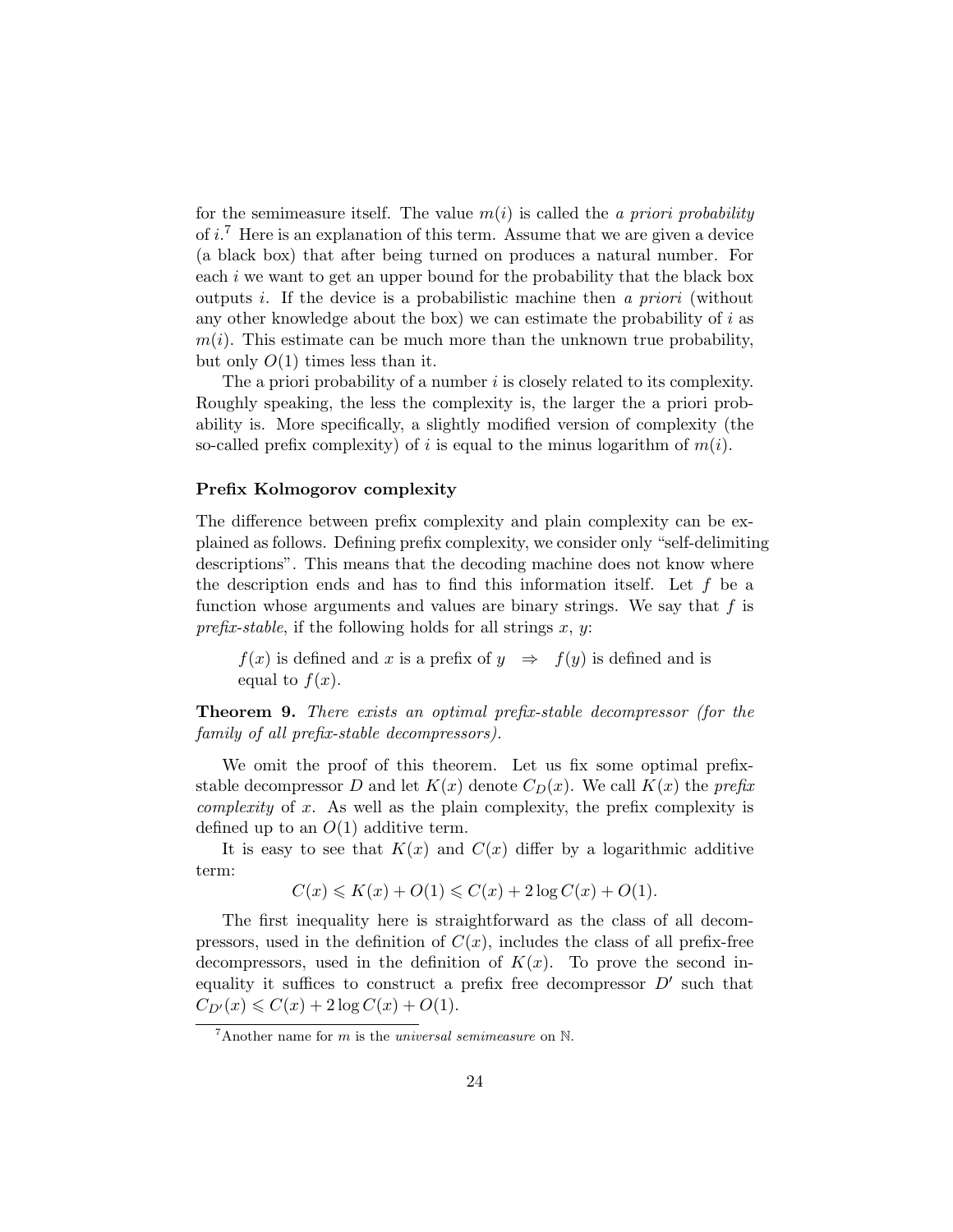for the semimeasure itself. The value $m(i)$ is called the *a priori probability* of $i$.[7] Here is an explanation of this term. Assume that we are given a device (a black box) that after being turned on produces a natural number. For each $i$ we want to get an upper bound for the probability that the black box outputs $i$. If the device is a probabilistic machine then *a priori* (without any other knowledge about the box) we can estimate the probability of $i$ as $m(i)$. This estimate can be much more than the unknown true probability, but only $O(1)$ times less than it.

The a priori probability of a number $i$ is closely related to its complexity. Roughly speaking, the less the complexity is, the larger the a priori probability is. More specifically, a slightly modified version of complexity (the so-called prefix complexity) of $i$ is equal to the minus logarithm of $m(i)$.

### Prefix Kolmogorov complexity

The difference between prefix complexity and plain complexity can be explained as follows. Defining prefix complexity, we consider only "self-delimiting descriptions". This means that the decoding machine does not know where the description ends and has to find this information itself. Let $f$ be a function whose arguments and values are binary strings. We say that $f$ is *prefix-stable*, if the following holds for all strings $x$, $y$:

> $f(x)$ is defined and $x$ is a prefix of $y$ $\Rightarrow$ $f(y)$ is defined and is equal to $f(x)$.

**Theorem 9.** *There exists an optimal prefix-stable decompressor (for the family of all prefix-stable decompressors).*

We omit the proof of this theorem. Let us fix some optimal prefix-stable decompressor $D$ and let $K(x)$ denote $C_D(x)$. We call $K(x)$ the *prefix complexity* of $x$. As well as the plain complexity, the prefix complexity is defined up to an $O(1)$ additive term.

It is easy to see that $K(x)$ and $C(x)$ differ by a logarithmic additive term:

$$C(x) \leqslant K(x) + O(1) \leqslant C(x) + 2\log C(x) + O(1).$$

The first inequality here is straightforward as the class of all decompressors, used in the definition of $C(x)$, includes the class of all prefix-free decompressors, used in the definition of $K(x)$. To prove the second inequality it suffices to construct a prefix free decompressor $D'$ such that $C_{D'}(x) \leqslant C(x) + 2\log C(x) + O(1)$.

[7] Another name for $m$ is the *universal semimeasure* on $\mathbb{N}$.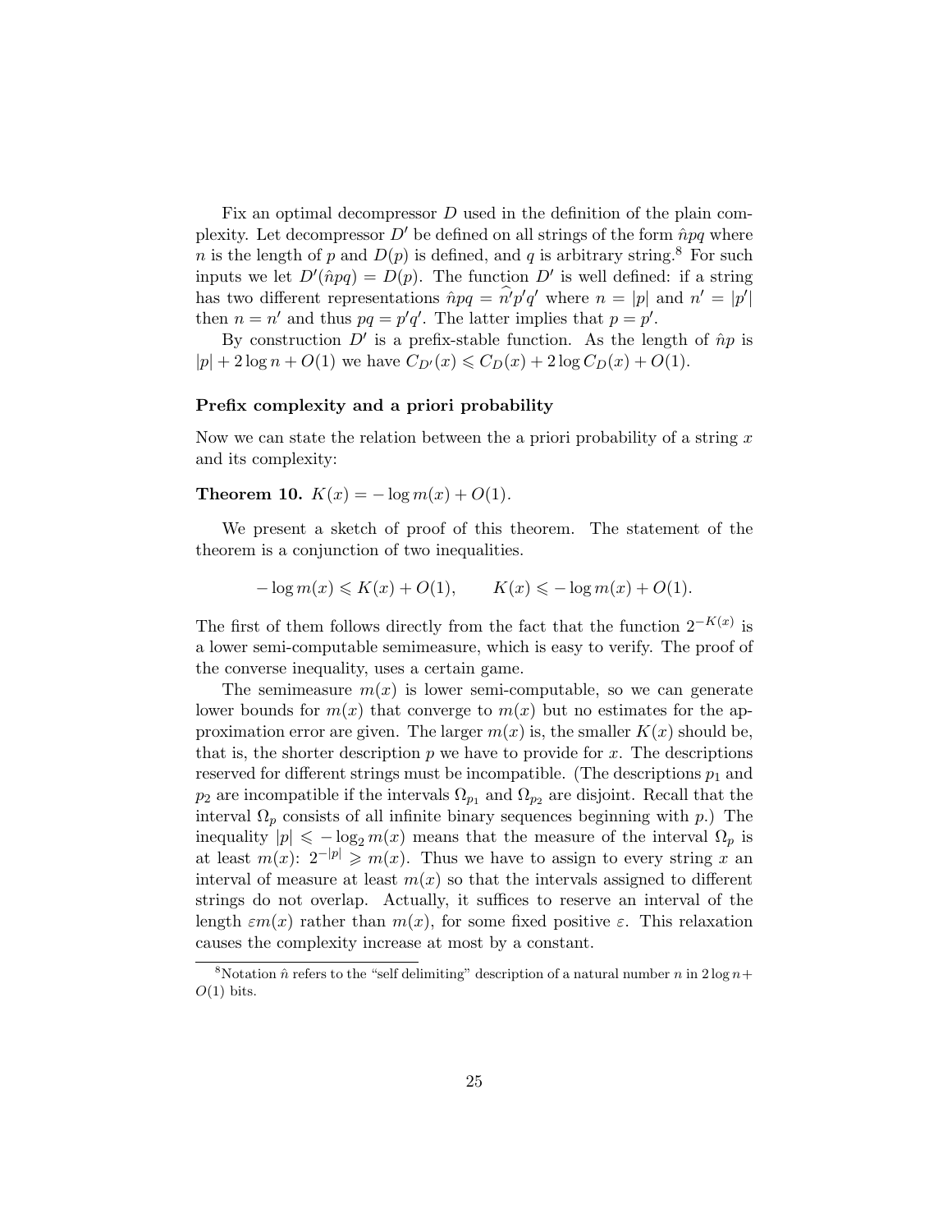Fix an optimal decompressor $D$ used in the definition of the plain complexity. Let decompressor $D'$ be defined on all strings of the form $\hat{n}pq$ where $n$ is the length of $p$ and $D(p)$ is defined, and $q$ is arbitrary string.[8] For such inputs we let $D'(\hat{n}pq) = D(p)$. The function $D'$ is well defined: if a string has two different representations $\hat{n}pq = \widehat{n'}p'q'$ where $n = |p|$ and $n' = |p'|$ then $n = n'$ and thus $pq = p'q'$. The latter implies that $p = p'$.

By construction $D'$ is a prefix-stable function. As the length of $\hat{n}p$ is $|p| + 2\log n + O(1)$ we have $C_{D'}(x) \leqslant C_D(x) + 2\log C_D(x) + O(1)$.

### Prefix complexity and a priori probability

Now we can state the relation between the a priori probability of a string $x$ and its complexity:

**Theorem 10.** $K(x) = -\log m(x) + O(1)$.

We present a sketch of proof of this theorem. The statement of the theorem is a conjunction of two inequalities.

$$-\log m(x) \leqslant K(x) + O(1), \qquad K(x) \leqslant -\log m(x) + O(1).$$

The first of them follows directly from the fact that the function $2^{-K(x)}$ is a lower semi-computable semimeasure, which is easy to verify. The proof of the converse inequality, uses a certain game.

The semimeasure $m(x)$ is lower semi-computable, so we can generate lower bounds for $m(x)$ that converge to $m(x)$ but no estimates for the approximation error are given. The larger $m(x)$ is, the smaller $K(x)$ should be, that is, the shorter description $p$ we have to provide for $x$. The descriptions reserved for different strings must be incompatible. (The descriptions $p_1$ and $p_2$ are incompatible if the intervals $\Omega_{p_1}$ and $\Omega_{p_2}$ are disjoint. Recall that the interval $\Omega_p$ consists of all infinite binary sequences beginning with $p$.) The inequality $|p| \leqslant -\log_2 m(x)$ means that the measure of the interval $\Omega_p$ is at least $m(x)$: $2^{-|p|} \geqslant m(x)$. Thus we have to assign to every string $x$ an interval of measure at least $m(x)$ so that the intervals assigned to different strings do not overlap. Actually, it suffices to reserve an interval of the length $\varepsilon m(x)$ rather than $m(x)$, for some fixed positive $\varepsilon$. This relaxation causes the complexity increase at most by a constant.

---

[8] Notation $\hat{n}$ refers to the "self delimiting" description of a natural number $n$ in $2\log n + O(1)$ bits.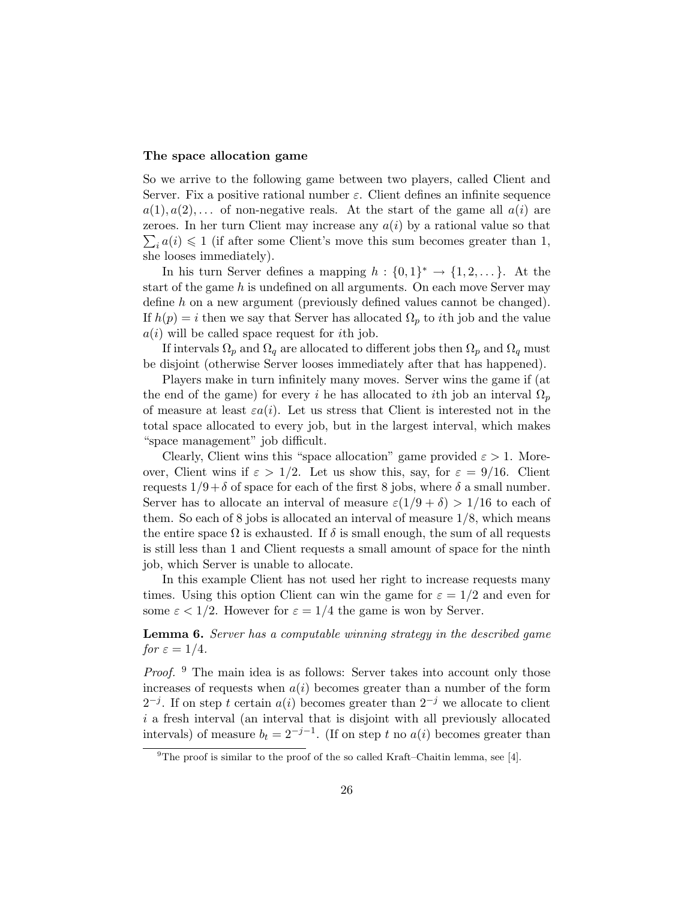**The space allocation game**

So we arrive to the following game between two players, called Client and Server. Fix a positive rational number $\varepsilon$. Client defines an infinite sequence $a(1), a(2), \ldots$ of non-negative reals. At the start of the game all $a(i)$ are zeroes. In her turn Client may increase any $a(i)$ by a rational value so that $\sum_i a(i) \leqslant 1$ (if after some Client's move this sum becomes greater than 1, she looses immediately).

In his turn Server defines a mapping $h : \{0,1\}^* \to \{1, 2, \ldots\}$. At the start of the game $h$ is undefined on all arguments. On each move Server may define $h$ on a new argument (previously defined values cannot be changed). If $h(p) = i$ then we say that Server has allocated $\Omega_p$ to $i$th job and the value $a(i)$ will be called space request for $i$th job.

If intervals $\Omega_p$ and $\Omega_q$ are allocated to different jobs then $\Omega_p$ and $\Omega_q$ must be disjoint (otherwise Server looses immediately after that has happened).

Players make in turn infinitely many moves. Server wins the game if (at the end of the game) for every $i$ he has allocated to $i$th job an interval $\Omega_p$ of measure at least $\varepsilon a(i)$. Let us stress that Client is interested not in the total space allocated to every job, but in the largest interval, which makes "space management" job difficult.

Clearly, Client wins this "space allocation" game provided $\varepsilon > 1$. Moreover, Client wins if $\varepsilon > 1/2$. Let us show this, say, for $\varepsilon = 9/16$. Client requests $1/9 + \delta$ of space for each of the first 8 jobs, where $\delta$ a small number. Server has to allocate an interval of measure $\varepsilon(1/9 + \delta) > 1/16$ to each of them. So each of 8 jobs is allocated an interval of measure $1/8$, which means the entire space $\Omega$ is exhausted. If $\delta$ is small enough, the sum of all requests is still less than 1 and Client requests a small amount of space for the ninth job, which Server is unable to allocate.

In this example Client has not used her right to increase requests many times. Using this option Client can win the game for $\varepsilon = 1/2$ and even for some $\varepsilon < 1/2$. However for $\varepsilon = 1/4$ the game is won by Server.

**Lemma 6.** *Server has a computable winning strategy in the described game for $\varepsilon = 1/4$.*

*Proof.* [9] The main idea is as follows: Server takes into account only those increases of requests when $a(i)$ becomes greater than a number of the form $2^{-j}$. If on step $t$ certain $a(i)$ becomes greater than $2^{-j}$ we allocate to client $i$ a fresh interval (an interval that is disjoint with all previously allocated intervals) of measure $b_t = 2^{-j-1}$. (If on step $t$ no $a(i)$ becomes greater than

[9] The proof is similar to the proof of the so called Kraft–Chaitin lemma, see [4].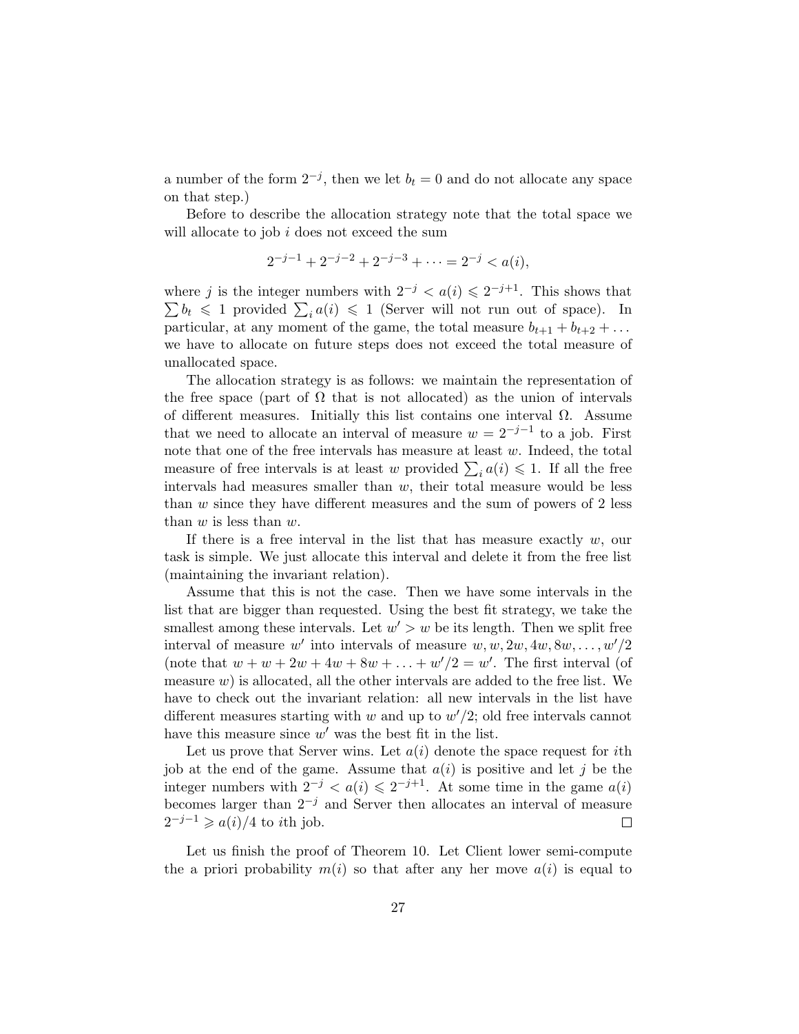a number of the form $2^{-j}$, then we let $b_t = 0$ and do not allocate any space on that step.)

Before to describe the allocation strategy note that the total space we will allocate to job $i$ does not exceed the sum

$$2^{-j-1} + 2^{-j-2} + 2^{-j-3} + \cdots = 2^{-j} < a(i),$$

where $j$ is the integer numbers with $2^{-j} < a(i) \leqslant 2^{-j+1}$. This shows that $\sum b_t \leqslant 1$ provided $\sum_i a(i) \leqslant 1$ (Server will not run out of space). In particular, at any moment of the game, the total measure $b_{t+1} + b_{t+2} + \ldots$ we have to allocate on future steps does not exceed the total measure of unallocated space.

The allocation strategy is as follows: we maintain the representation of the free space (part of $\Omega$ that is not allocated) as the union of intervals of different measures. Initially this list contains one interval $\Omega$. Assume that we need to allocate an interval of measure $w = 2^{-j-1}$ to a job. First note that one of the free intervals has measure at least $w$. Indeed, the total measure of free intervals is at least $w$ provided $\sum_i a(i) \leqslant 1$. If all the free intervals had measures smaller than $w$, their total measure would be less than $w$ since they have different measures and the sum of powers of 2 less than $w$ is less than $w$.

If there is a free interval in the list that has measure exactly $w$, our task is simple. We just allocate this interval and delete it from the free list (maintaining the invariant relation).

Assume that this is not the case. Then we have some intervals in the list that are bigger than requested. Using the best fit strategy, we take the smallest among these intervals. Let $w' > w$ be its length. Then we split free interval of measure $w'$ into intervals of measure $w, w, 2w, 4w, 8w, \ldots, w'/2$ (note that $w + w + 2w + 4w + 8w + \ldots + w'/2 = w'$. The first interval (of measure $w$) is allocated, all the other intervals are added to the free list. We have to check out the invariant relation: all new intervals in the list have different measures starting with $w$ and up to $w'/2$; old free intervals cannot have this measure since $w'$ was the best fit in the list.

Let us prove that Server wins. Let $a(i)$ denote the space request for $i$th job at the end of the game. Assume that $a(i)$ is positive and let $j$ be the integer numbers with $2^{-j} < a(i) \leqslant 2^{-j+1}$. At some time in the game $a(i)$ becomes larger than $2^{-j}$ and Server then allocates an interval of measure $2^{-j-1} \geqslant a(i)/4$ to $i$th job. ∎

Let us finish the proof of Theorem 10. Let Client lower semi-compute the a priori probability $m(i)$ so that after any her move $a(i)$ is equal to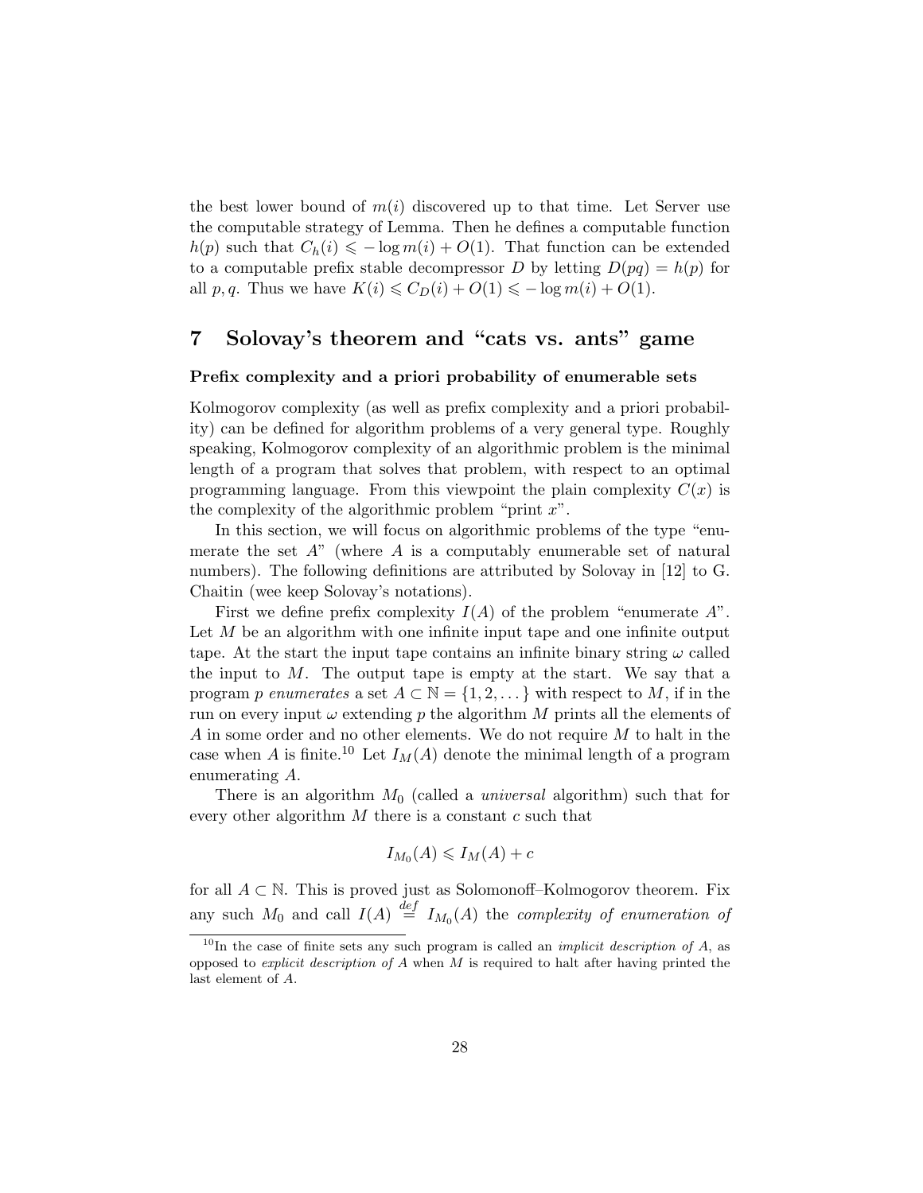the best lower bound of $m(i)$ discovered up to that time. Let Server use the computable strategy of Lemma. Then he defines a computable function $h(p)$ such that $C_h(i) \leqslant -\log m(i) + O(1)$. That function can be extended to a computable prefix stable decompressor $D$ by letting $D(pq) = h(p)$ for all $p, q$. Thus we have $K(i) \leqslant C_D(i) + O(1) \leqslant -\log m(i) + O(1)$.

## 7 Solovay's theorem and "cats vs. ants" game

**Prefix complexity and a priori probability of enumerable sets**

Kolmogorov complexity (as well as prefix complexity and a priori probability) can be defined for algorithm problems of a very general type. Roughly speaking, Kolmogorov complexity of an algorithmic problem is the minimal length of a program that solves that problem, with respect to an optimal programming language. From this viewpoint the plain complexity $C(x)$ is the complexity of the algorithmic problem "print $x$".

In this section, we will focus on algorithmic problems of the type "enumerate the set $A$" (where $A$ is a computably enumerable set of natural numbers). The following definitions are attributed by Solovay in [12] to G. Chaitin (wee keep Solovay's notations).

First we define prefix complexity $I(A)$ of the problem "enumerate $A$". Let $M$ be an algorithm with one infinite input tape and one infinite output tape. At the start the input tape contains an infinite binary string $\omega$ called the input to $M$. The output tape is empty at the start. We say that a program $p$ *enumerates* a set $A \subset \mathbb{N} = \{1, 2, \dots\}$ with respect to $M$, if in the run on every input $\omega$ extending $p$ the algorithm $M$ prints all the elements of $A$ in some order and no other elements. We do not require $M$ to halt in the case when $A$ is finite.[10] Let $I_M(A)$ denote the minimal length of a program enumerating $A$.

There is an algorithm $M_0$ (called a *universal* algorithm) such that for every other algorithm $M$ there is a constant $c$ such that

$$I_{M_0}(A) \leqslant I_M(A) + c$$

for all $A \subset \mathbb{N}$. This is proved just as Solomonoff–Kolmogorov theorem. Fix any such $M_0$ and call $I(A) \stackrel{def}{=} I_{M_0}(A)$ the *complexity of enumeration of*

[10] In the case of finite sets any such program is called an *implicit description of* $A$, as opposed to *explicit description of* $A$ when $M$ is required to halt after having printed the last element of $A$.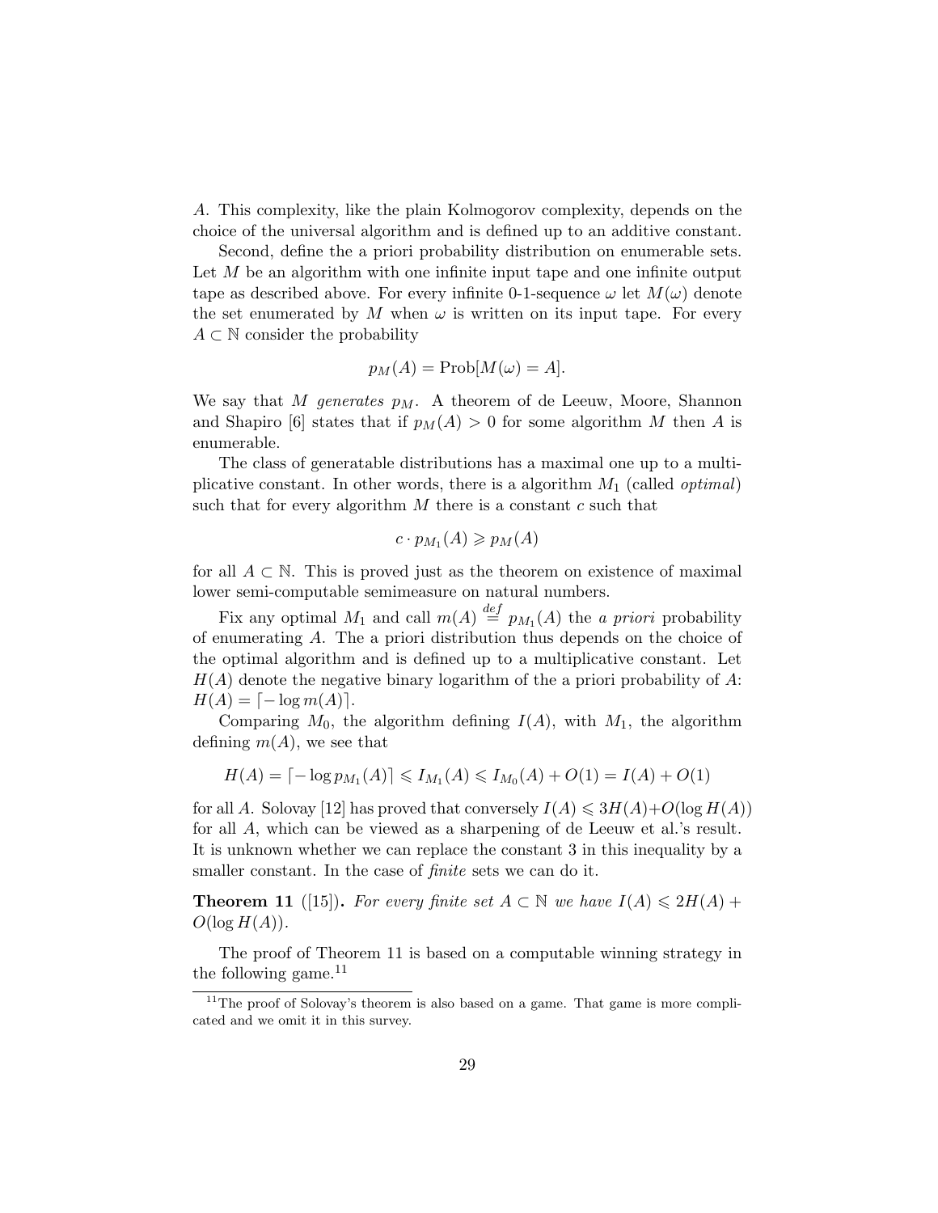$A$. This complexity, like the plain Kolmogorov complexity, depends on the choice of the universal algorithm and is defined up to an additive constant.

Second, define the a priori probability distribution on enumerable sets. Let $M$ be an algorithm with one infinite input tape and one infinite output tape as described above. For every infinite 0-1-sequence $\omega$ let $M(\omega)$ denote the set enumerated by $M$ when $\omega$ is written on its input tape. For every $A \subset \mathbb{N}$ consider the probability

$$p_M(A) = \text{Prob}[M(\omega) = A].$$

We say that $M$ *generates* $p_M$. A theorem of de Leeuw, Moore, Shannon and Shapiro [6] states that if $p_M(A) > 0$ for some algorithm $M$ then $A$ is enumerable.

The class of generatable distributions has a maximal one up to a multiplicative constant. In other words, there is a algorithm $M_1$ (called *optimal*) such that for every algorithm $M$ there is a constant $c$ such that

$$c \cdot p_{M_1}(A) \geqslant p_M(A)$$

for all $A \subset \mathbb{N}$. This is proved just as the theorem on existence of maximal lower semi-computable semimeasure on natural numbers.

Fix any optimal $M_1$ and call $m(A) \stackrel{def}{=} p_{M_1}(A)$ the *a priori* probability of enumerating $A$. The a priori distribution thus depends on the choice of the optimal algorithm and is defined up to a multiplicative constant. Let $H(A)$ denote the negative binary logarithm of the a priori probability of $A$: $H(A) = \lceil -\log m(A) \rceil$.

Comparing $M_0$, the algorithm defining $I(A)$, with $M_1$, the algorithm defining $m(A)$, we see that

$$H(A) = \lceil -\log p_{M_1}(A) \rceil \leqslant I_{M_1}(A) \leqslant I_{M_0}(A) + O(1) = I(A) + O(1)$$

for all $A$. Solovay [12] has proved that conversely $I(A) \leqslant 3H(A) + O(\log H(A))$ for all $A$, which can be viewed as a sharpening of de Leeuw et al.'s result. It is unknown whether we can replace the constant 3 in this inequality by a smaller constant. In the case of *finite* sets we can do it.

**Theorem 11** ([15]). *For every finite set $A \subset \mathbb{N}$ we have $I(A) \leqslant 2H(A) + O(\log H(A))$.*

The proof of Theorem 11 is based on a computable winning strategy in the following game.[11]

[11] The proof of Solovay's theorem is also based on a game. That game is more complicated and we omit it in this survey.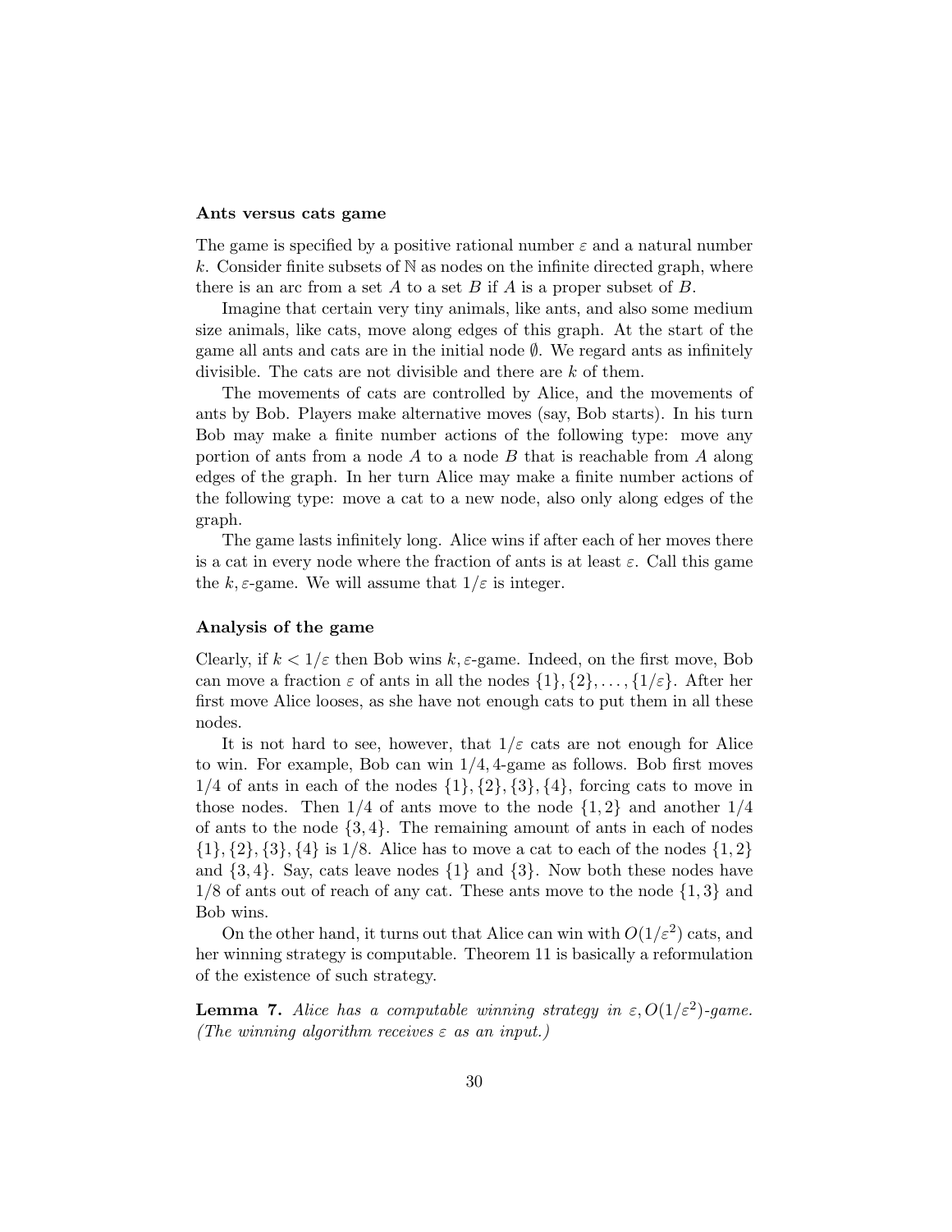**Ants versus cats game**

The game is specified by a positive rational number $\varepsilon$ and a natural number $k$. Consider finite subsets of $\mathbb{N}$ as nodes on the infinite directed graph, where there is an arc from a set $A$ to a set $B$ if $A$ is a proper subset of $B$.

Imagine that certain very tiny animals, like ants, and also some medium size animals, like cats, move along edges of this graph. At the start of the game all ants and cats are in the initial node $\emptyset$. We regard ants as infinitely divisible. The cats are not divisible and there are $k$ of them.

The movements of cats are controlled by Alice, and the movements of ants by Bob. Players make alternative moves (say, Bob starts). In his turn Bob may make a finite number actions of the following type: move any portion of ants from a node $A$ to a node $B$ that is reachable from $A$ along edges of the graph. In her turn Alice may make a finite number actions of the following type: move a cat to a new node, also only along edges of the graph.

The game lasts infinitely long. Alice wins if after each of her moves there is a cat in every node where the fraction of ants is at least $\varepsilon$. Call this game the $k, \varepsilon$-game. We will assume that $1/\varepsilon$ is integer.

**Analysis of the game**

Clearly, if $k < 1/\varepsilon$ then Bob wins $k, \varepsilon$-game. Indeed, on the first move, Bob can move a fraction $\varepsilon$ of ants in all the nodes $\{1\}, \{2\}, \ldots, \{1/\varepsilon\}$. After her first move Alice looses, as she have not enough cats to put them in all these nodes.

It is not hard to see, however, that $1/\varepsilon$ cats are not enough for Alice to win. For example, Bob can win $1/4, 4$-game as follows. Bob first moves $1/4$ of ants in each of the nodes $\{1\}, \{2\}, \{3\}, \{4\}$, forcing cats to move in those nodes. Then $1/4$ of ants move to the node $\{1, 2\}$ and another $1/4$ of ants to the node $\{3, 4\}$. The remaining amount of ants in each of nodes $\{1\}, \{2\}, \{3\}, \{4\}$ is $1/8$. Alice has to move a cat to each of the nodes $\{1, 2\}$ and $\{3, 4\}$. Say, cats leave nodes $\{1\}$ and $\{3\}$. Now both these nodes have $1/8$ of ants out of reach of any cat. These ants move to the node $\{1, 3\}$ and Bob wins.

On the other hand, it turns out that Alice can win with $O(1/\varepsilon^2)$ cats, and her winning strategy is computable. Theorem 11 is basically a reformulation of the existence of such strategy.

**Lemma 7.** *Alice has a computable winning strategy in $\varepsilon, O(1/\varepsilon^2)$-game. (The winning algorithm receives $\varepsilon$ as an input.)*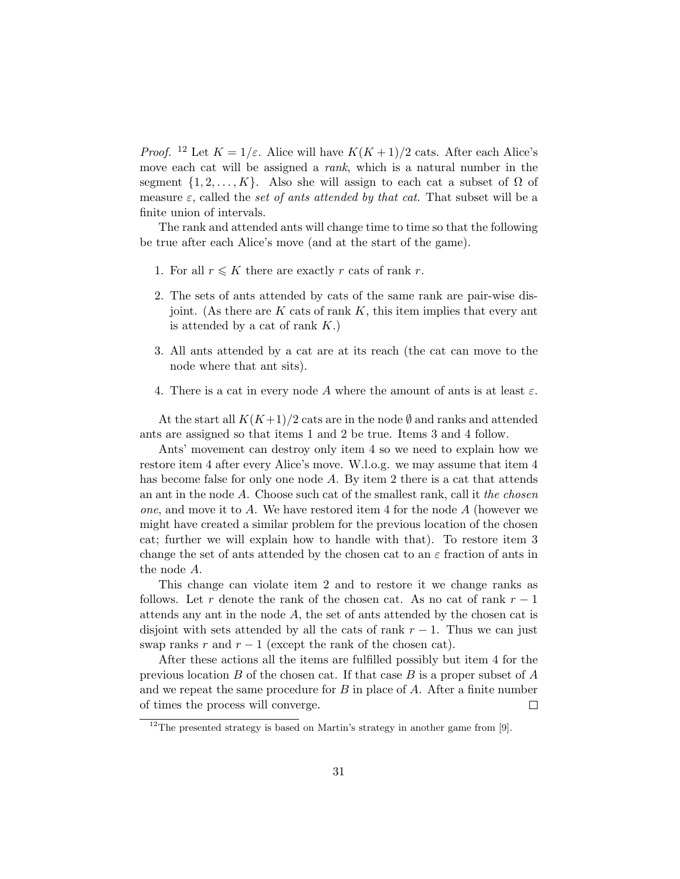*Proof.* [12] Let $K = 1/\varepsilon$. Alice will have $K(K+1)/2$ cats. After each Alice's move each cat will be assigned a *rank*, which is a natural number in the segment $\{1, 2, \ldots, K\}$. Also she will assign to each cat a subset of $\Omega$ of measure $\varepsilon$, called the *set of ants attended by that cat*. That subset will be a finite union of intervals.

The rank and attended ants will change time to time so that the following be true after each Alice's move (and at the start of the game).

1. For all $r \leqslant K$ there are exactly $r$ cats of rank $r$.
2. The sets of ants attended by cats of the same rank are pair-wise disjoint. (As there are $K$ cats of rank $K$, this item implies that every ant is attended by a cat of rank $K$.)
3. All ants attended by a cat are at its reach (the cat can move to the node where that ant sits).
4. There is a cat in every node $A$ where the amount of ants is at least $\varepsilon$.

At the start all $K(K+1)/2$ cats are in the node $\emptyset$ and ranks and attended ants are assigned so that items 1 and 2 be true. Items 3 and 4 follow.

Ants' movement can destroy only item 4 so we need to explain how we restore item 4 after every Alice's move. W.l.o.g. we may assume that item 4 has become false for only one node $A$. By item 2 there is a cat that attends an ant in the node $A$. Choose such cat of the smallest rank, call it *the chosen one*, and move it to $A$. We have restored item 4 for the node $A$ (however we might have created a similar problem for the previous location of the chosen cat; further we will explain how to handle with that). To restore item 3 change the set of ants attended by the chosen cat to an $\varepsilon$ fraction of ants in the node $A$.

This change can violate item 2 and to restore it we change ranks as follows. Let $r$ denote the rank of the chosen cat. As no cat of rank $r-1$ attends any ant in the node $A$, the set of ants attended by the chosen cat is disjoint with sets attended by all the cats of rank $r-1$. Thus we can just swap ranks $r$ and $r-1$ (except the rank of the chosen cat).

After these actions all the items are fulfilled possibly but item 4 for the previous location $B$ of the chosen cat. If that case $B$ is a proper subset of $A$ and we repeat the same procedure for $B$ in place of $A$. After a finite number of times the process will converge. $\square$

[12] The presented strategy is based on Martin's strategy in another game from [9].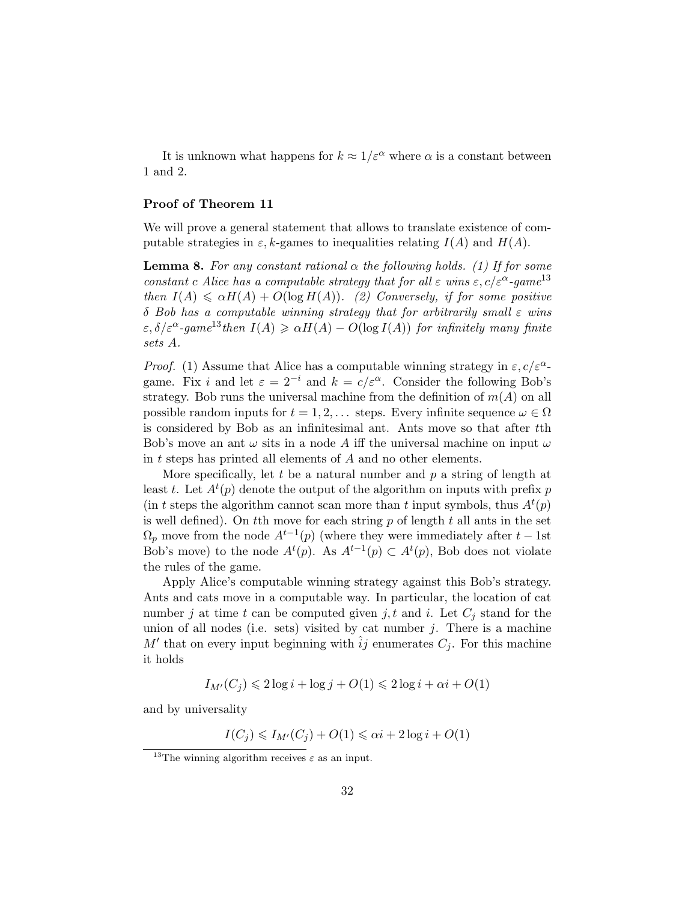It is unknown what happens for $k \approx 1/\varepsilon^\alpha$ where $\alpha$ is a constant between 1 and 2.

**Proof of Theorem 11**

We will prove a general statement that allows to translate existence of computable strategies in $\varepsilon, k$-games to inequalities relating $I(A)$ and $H(A)$.

**Lemma 8.** *For any constant rational $\alpha$ the following holds. (1) If for some constant $c$ Alice has a computable strategy that for all $\varepsilon$ wins $\varepsilon, c/\varepsilon^\alpha$-game*[13] *then $I(A) \leqslant \alpha H(A) + O(\log H(A))$. (2) Conversely, if for some positive $\delta$ Bob has a computable winning strategy that for arbitrarily small $\varepsilon$ wins $\varepsilon, \delta/\varepsilon^\alpha$-game*[13]*then $I(A) \geqslant \alpha H(A) - O(\log I(A))$ for infinitely many finite sets $A$.*

*Proof.* (1) Assume that Alice has a computable winning strategy in $\varepsilon, c/\varepsilon^\alpha$-game. Fix $i$ and let $\varepsilon = 2^{-i}$ and $k = c/\varepsilon^\alpha$. Consider the following Bob's strategy. Bob runs the universal machine from the definition of $m(A)$ on all possible random inputs for $t = 1, 2, \ldots$ steps. Every infinite sequence $\omega \in \Omega$ is considered by Bob as an infinitesimal ant. Ants move so that after $t$th Bob's move an ant $\omega$ sits in a node $A$ iff the universal machine on input $\omega$ in $t$ steps has printed all elements of $A$ and no other elements.

More specifically, let $t$ be a natural number and $p$ a string of length at least $t$. Let $A^t(p)$ denote the output of the algorithm on inputs with prefix $p$ (in $t$ steps the algorithm cannot scan more than $t$ input symbols, thus $A^t(p)$ is well defined). On $t$th move for each string $p$ of length $t$ all ants in the set $\Omega_p$ move from the node $A^{t-1}(p)$ (where they were immediately after $t-1$st Bob's move) to the node $A^t(p)$. As $A^{t-1}(p) \subset A^t(p)$, Bob does not violate the rules of the game.

Apply Alice's computable winning strategy against this Bob's strategy. Ants and cats move in a computable way. In particular, the location of cat number $j$ at time $t$ can be computed given $j, t$ and $i$. Let $C_j$ stand for the union of all nodes (i.e. sets) visited by cat number $j$. There is a machine $M'$ that on every input beginning with $\hat{i}j$ enumerates $C_j$. For this machine it holds

$$I_{M'}(C_j) \leqslant 2\log i + \log j + O(1) \leqslant 2\log i + \alpha i + O(1)$$

and by universality

$$I(C_j) \leqslant I_{M'}(C_j) + O(1) \leqslant \alpha i + 2\log i + O(1)$$

[13] The winning algorithm receives $\varepsilon$ as an input.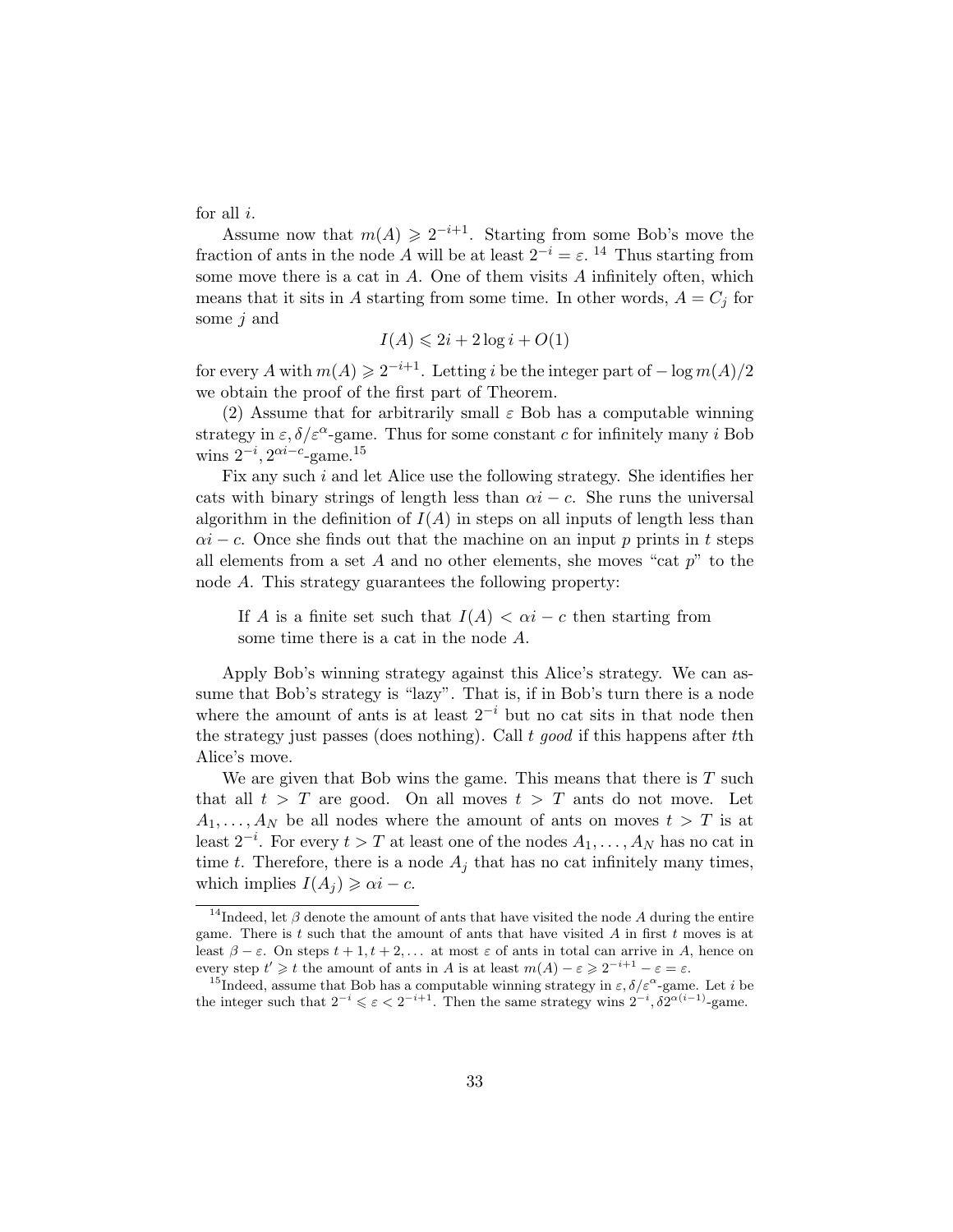for all $i$.

Assume now that $m(A) \geqslant 2^{-i+1}$. Starting from some Bob's move the fraction of ants in the node $A$ will be at least $2^{-i} = \varepsilon$. [14] Thus starting from some move there is a cat in $A$. One of them visits $A$ infinitely often, which means that it sits in $A$ starting from some time. In other words, $A = C_j$ for some $j$ and

$$I(A) \leqslant 2i + 2\log i + O(1)$$

for every $A$ with $m(A) \geqslant 2^{-i+1}$. Letting $i$ be the integer part of $-\log m(A)/2$ we obtain the proof of the first part of Theorem.

(2) Assume that for arbitrarily small $\varepsilon$ Bob has a computable winning strategy in $\varepsilon, \delta/\varepsilon^\alpha$-game. Thus for some constant $c$ for infinitely many $i$ Bob wins $2^{-i}, 2^{\alpha i - c}$-game.[15]

Fix any such $i$ and let Alice use the following strategy. She identifies her cats with binary strings of length less than $\alpha i - c$. She runs the universal algorithm in the definition of $I(A)$ in steps on all inputs of length less than $\alpha i - c$. Once she finds out that the machine on an input $p$ prints in $t$ steps all elements from a set $A$ and no other elements, she moves "cat $p$" to the node $A$. This strategy guarantees the following property:

> If $A$ is a finite set such that $I(A) < \alpha i - c$ then starting from some time there is a cat in the node $A$.

Apply Bob's winning strategy against this Alice's strategy. We can assume that Bob's strategy is "lazy". That is, if in Bob's turn there is a node where the amount of ants is at least $2^{-i}$ but no cat sits in that node then the strategy just passes (does nothing). Call $t$ *good* if this happens after $t$th Alice's move.

We are given that Bob wins the game. This means that there is $T$ such that all $t > T$ are good. On all moves $t > T$ ants do not move. Let $A_1, \dots, A_N$ be all nodes where the amount of ants on moves $t > T$ is at least $2^{-i}$. For every $t > T$ at least one of the nodes $A_1, \dots, A_N$ has no cat in time $t$. Therefore, there is a node $A_j$ that has no cat infinitely many times, which implies $I(A_j) \geqslant \alpha i - c$.

---

[14] Indeed, let $\beta$ denote the amount of ants that have visited the node $A$ during the entire game. There is $t$ such that the amount of ants that have visited $A$ in first $t$ moves is at least $\beta - \varepsilon$. On steps $t+1, t+2, \dots$ at most $\varepsilon$ of ants in total can arrive in $A$, hence on every step $t' \geqslant t$ the amount of ants in $A$ is at least $m(A) - \varepsilon \geqslant 2^{-i+1} - \varepsilon = \varepsilon$.

[15] Indeed, assume that Bob has a computable winning strategy in $\varepsilon, \delta/\varepsilon^\alpha$-game. Let $i$ be the integer such that $2^{-i} \leqslant \varepsilon < 2^{-i+1}$. Then the same strategy wins $2^{-i}, \delta 2^{\alpha(i-1)}$-game.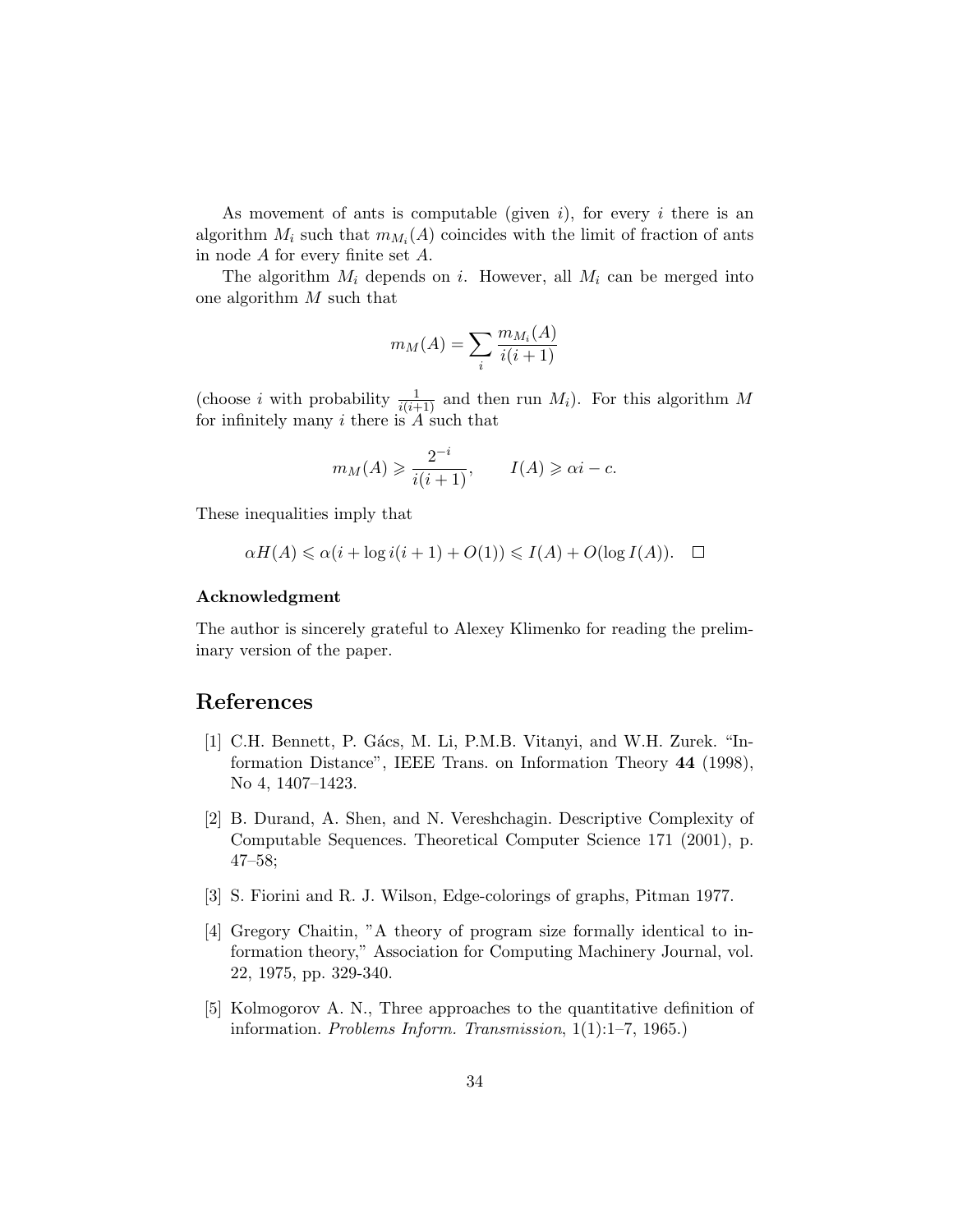As movement of ants is computable (given $i$), for every $i$ there is an algorithm $M_i$ such that $m_{M_i}(A)$ coincides with the limit of fraction of ants in node $A$ for every finite set $A$.

The algorithm $M_i$ depends on $i$. However, all $M_i$ can be merged into one algorithm $M$ such that

$$m_M(A) = \sum_i \frac{m_{M_i}(A)}{i(i+1)}$$

(choose $i$ with probability $\frac{1}{i(i+1)}$ and then run $M_i$). For this algorithm $M$ for infinitely many $i$ there is $A$ such that

$$m_M(A) \geqslant \frac{2^{-i}}{i(i+1)}, \qquad I(A) \geqslant \alpha i - c.$$

These inequalities imply that

$$\alpha H(A) \leqslant \alpha(i + \log i(i+1) + O(1)) \leqslant I(A) + O(\log I(A)). \quad \square$$

**Acknowledgment**

The author is sincerely grateful to Alexey Klimenko for reading the preliminary version of the paper.

## References

[1] C.H. Bennett, P. Gács, M. Li, P.M.B. Vitanyi, and W.H. Zurek. "Information Distance", IEEE Trans. on Information Theory **44** (1998), No 4, 1407–1423.

[2] B. Durand, A. Shen, and N. Vereshchagin. Descriptive Complexity of Computable Sequences. Theoretical Computer Science 171 (2001), p. 47–58;

[3] S. Fiorini and R. J. Wilson, Edge-colorings of graphs, Pitman 1977.

[4] Gregory Chaitin, "A theory of program size formally identical to information theory," Association for Computing Machinery Journal, vol. 22, 1975, pp. 329-340.

[5] Kolmogorov A. N., Three approaches to the quantitative definition of information. *Problems Inform. Transmission*, 1(1):1–7, 1965.)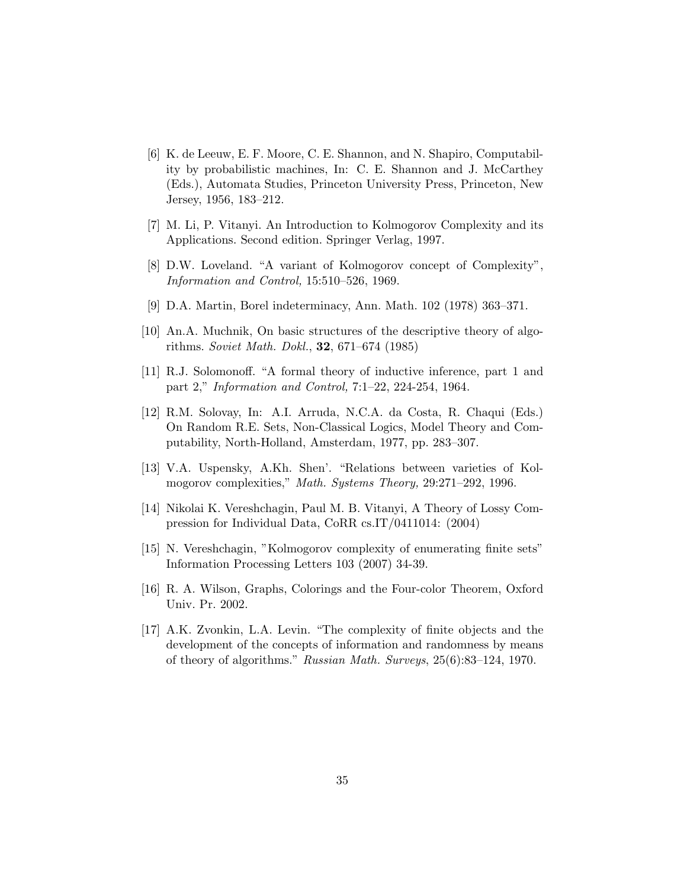[6] K. de Leeuw, E. F. Moore, C. E. Shannon, and N. Shapiro, Computability by probabilistic machines, In: C. E. Shannon and J. McCarthey (Eds.), Automata Studies, Princeton University Press, Princeton, New Jersey, 1956, 183–212.

[7] M. Li, P. Vitanyi. An Introduction to Kolmogorov Complexity and its Applications. Second edition. Springer Verlag, 1997.

[8] D.W. Loveland. "A variant of Kolmogorov concept of Complexity", *Information and Control,* 15:510–526, 1969.

[9] D.A. Martin, Borel indeterminacy, Ann. Math. 102 (1978) 363–371.

[10] An.A. Muchnik, On basic structures of the descriptive theory of algorithms. *Soviet Math. Dokl.*, **32**, 671–674 (1985)

[11] R.J. Solomonoff. "A formal theory of inductive inference, part 1 and part 2," *Information and Control,* 7:1–22, 224-254, 1964.

[12] R.M. Solovay, In: A.I. Arruda, N.C.A. da Costa, R. Chaqui (Eds.) On Random R.E. Sets, Non-Classical Logics, Model Theory and Computability, North-Holland, Amsterdam, 1977, pp. 283–307.

[13] V.A. Uspensky, A.Kh. Shen'. "Relations between varieties of Kolmogorov complexities," *Math. Systems Theory,* 29:271–292, 1996.

[14] Nikolai K. Vereshchagin, Paul M. B. Vitanyi, A Theory of Lossy Compression for Individual Data, CoRR cs.IT/0411014: (2004)

[15] N. Vereshchagin, "Kolmogorov complexity of enumerating finite sets" Information Processing Letters 103 (2007) 34-39.

[16] R. A. Wilson, Graphs, Colorings and the Four-color Theorem, Oxford Univ. Pr. 2002.

[17] A.K. Zvonkin, L.A. Levin. "The complexity of finite objects and the development of the concepts of information and randomness by means of theory of algorithms." *Russian Math. Surveys*, 25(6):83–124, 1970.